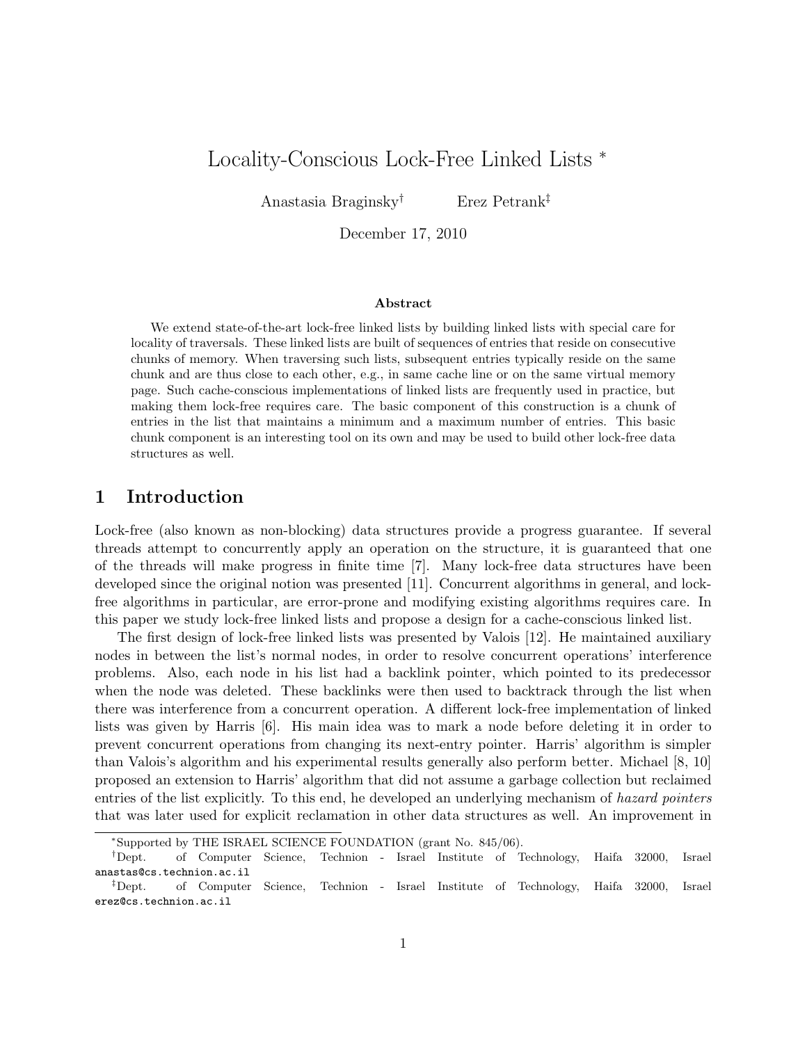# Locality-Conscious Lock-Free Linked Lists *

Anastasia Braginsky[†] Erez Petrank[‡]

December 17, 2010

### Abstract

We extend state-of-the-art lock-free linked lists by building linked lists with special care for locality of traversals. These linked lists are built of sequences of entries that reside on consecutive chunks of memory. When traversing such lists, subsequent entries typically reside on the same chunk and are thus close to each other, e.g., in same cache line or on the same virtual memory page. Such cache-conscious implementations of linked lists are frequently used in practice, but making them lock-free requires care. The basic component of this construction is a chunk of entries in the list that maintains a minimum and a maximum number of entries. This basic chunk component is an interesting tool on its own and may be used to build other lock-free data structures as well.

## 1 Introduction

Lock-free (also known as non-blocking) data structures provide a progress guarantee. If several threads attempt to concurrently apply an operation on the structure, it is guaranteed that one of the threads will make progress in finite time [7]. Many lock-free data structures have been developed since the original notion was presented [11]. Concurrent algorithms in general, and lock-free algorithms in particular, are error-prone and modifying existing algorithms requires care. In this paper we study lock-free linked lists and propose a design for a cache-conscious linked list.

The first design of lock-free linked lists was presented by Valois [12]. He maintained auxiliary nodes in between the list's normal nodes, in order to resolve concurrent operations' interference problems. Also, each node in his list had a backlink pointer, which pointed to its predecessor when the node was deleted. These backlinks were then used to backtrack through the list when there was interference from a concurrent operation. A different lock-free implementation of linked lists was given by Harris [6]. His main idea was to mark a node before deleting it in order to prevent concurrent operations from changing its next-entry pointer. Harris' algorithm is simpler than Valois's algorithm and his experimental results generally also perform better. Michael [8, 10] proposed an extension to Harris' algorithm that did not assume a garbage collection but reclaimed entries of the list explicitly. To this end, he developed an underlying mechanism of *hazard pointers* that was later used for explicit reclamation in other data structures as well. An improvement in

---

*Supported by THE ISRAEL SCIENCE FOUNDATION (grant No. 845/06).

†Dept. of Computer Science, Technion - Israel Institute of Technology, Haifa 32000, Israel anastas@cs.technion.ac.il

‡Dept. of Computer Science, Technion - Israel Institute of Technology, Haifa 32000, Israel erez@cs.technion.ac.il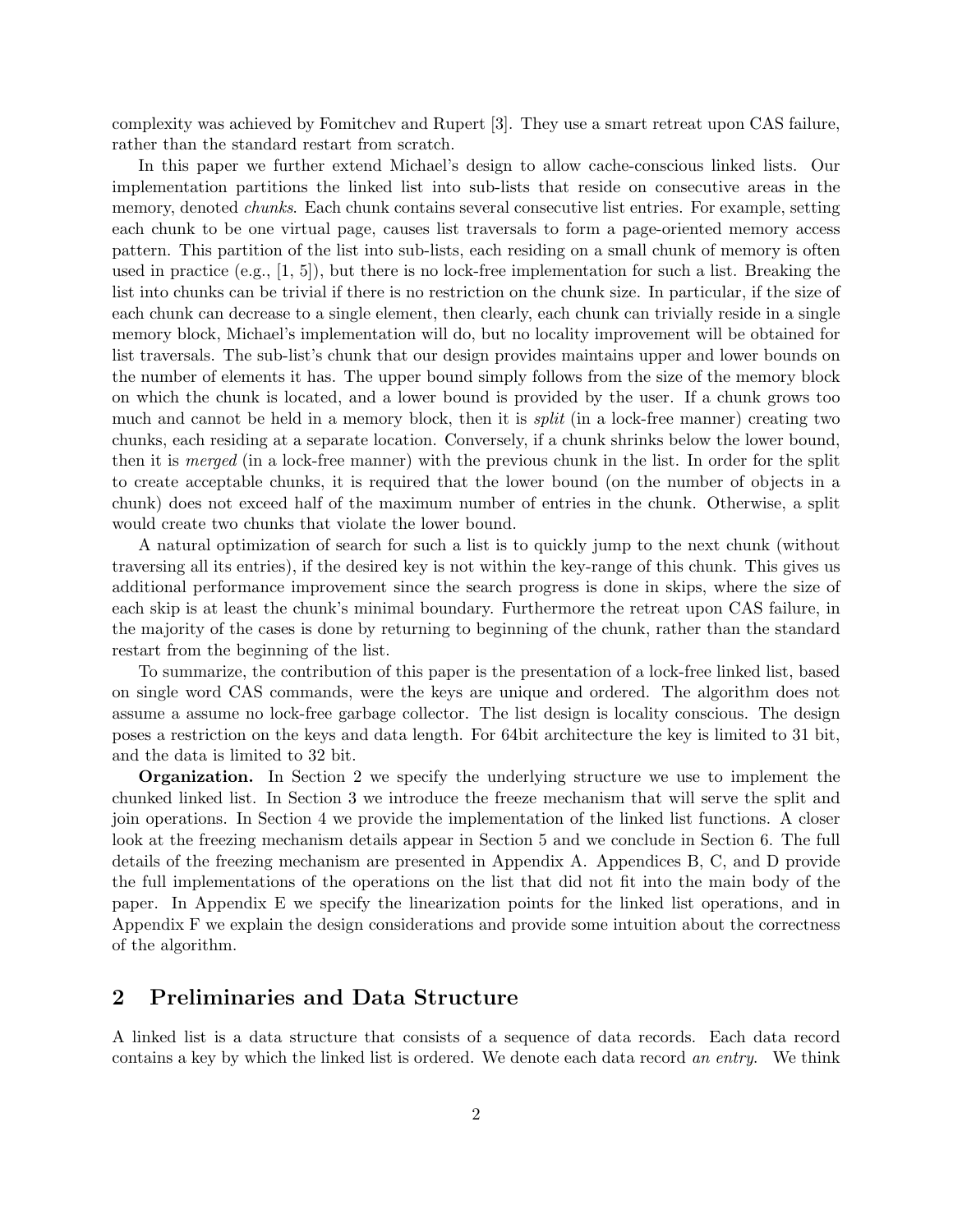complexity was achieved by Fomitchev and Rupert [3]. They use a smart retreat upon CAS failure, rather than the standard restart from scratch.

In this paper we further extend Michael's design to allow cache-conscious linked lists. Our implementation partitions the linked list into sub-lists that reside on consecutive areas in the memory, denoted *chunks*. Each chunk contains several consecutive list entries. For example, setting each chunk to be one virtual page, causes list traversals to form a page-oriented memory access pattern. This partition of the list into sub-lists, each residing on a small chunk of memory is often used in practice (e.g., [1, 5]), but there is no lock-free implementation for such a list. Breaking the list into chunks can be trivial if there is no restriction on the chunk size. In particular, if the size of each chunk can decrease to a single element, then clearly, each chunk can trivially reside in a single memory block, Michael's implementation will do, but no locality improvement will be obtained for list traversals. The sub-list's chunk that our design provides maintains upper and lower bounds on the number of elements it has. The upper bound simply follows from the size of the memory block on which the chunk is located, and a lower bound is provided by the user. If a chunk grows too much and cannot be held in a memory block, then it is *split* (in a lock-free manner) creating two chunks, each residing at a separate location. Conversely, if a chunk shrinks below the lower bound, then it is *merged* (in a lock-free manner) with the previous chunk in the list. In order for the split to create acceptable chunks, it is required that the lower bound (on the number of objects in a chunk) does not exceed half of the maximum number of entries in the chunk. Otherwise, a split would create two chunks that violate the lower bound.

A natural optimization of search for such a list is to quickly jump to the next chunk (without traversing all its entries), if the desired key is not within the key-range of this chunk. This gives us additional performance improvement since the search progress is done in skips, where the size of each skip is at least the chunk's minimal boundary. Furthermore the retreat upon CAS failure, in the majority of the cases is done by returning to beginning of the chunk, rather than the standard restart from the beginning of the list.

To summarize, the contribution of this paper is the presentation of a lock-free linked list, based on single word CAS commands, were the keys are unique and ordered. The algorithm does not assume a assume no lock-free garbage collector. The list design is locality conscious. The design poses a restriction on the keys and data length. For 64bit architecture the key is limited to 31 bit, and the data is limited to 32 bit.

**Organization.** In Section 2 we specify the underlying structure we use to implement the chunked linked list. In Section 3 we introduce the freeze mechanism that will serve the split and join operations. In Section 4 we provide the implementation of the linked list functions. A closer look at the freezing mechanism details appear in Section 5 and we conclude in Section 6. The full details of the freezing mechanism are presented in Appendix A. Appendices B, C, and D provide the full implementations of the operations on the list that did not fit into the main body of the paper. In Appendix E we specify the linearization points for the linked list operations, and in Appendix F we explain the design considerations and provide some intuition about the correctness of the algorithm.

## 2 Preliminaries and Data Structure

A linked list is a data structure that consists of a sequence of data records. Each data record contains a key by which the linked list is ordered. We denote each data record *an entry*. We think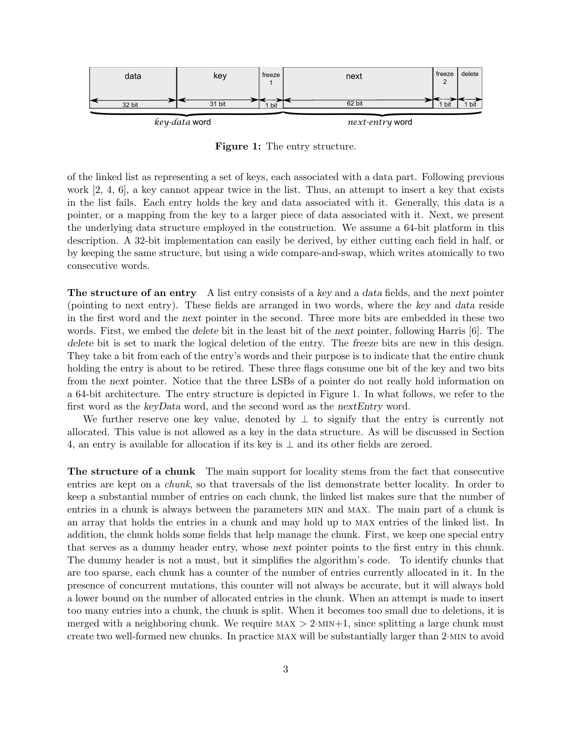| data | key | freeze 1 | next | freeze 2 | delete |
|---|---|---|---|---|---|
| 32 bit | 31 bit | 1 bit | 62 bit | 1 bit | 1 bit |
| *key-data* word | | | *next-entry* word | | |

**Figure 1:** The entry structure.

of the linked list as representing a set of keys, each associated with a data part. Following previous work [2, 4, 6], a key cannot appear twice in the list. Thus, an attempt to insert a key that exists in the list fails. Each entry holds the key and data associated with it. Generally, this data is a pointer, or a mapping from the key to a larger piece of data associated with it. Next, we present the underlying data structure employed in the construction. We assume a 64-bit platform in this description. A 32-bit implementation can easily be derived, by either cutting each field in half, or by keeping the same structure, but using a wide compare-and-swap, which writes atomically to two consecutive words.

**The structure of an entry** A list entry consists of a *key* and a *data* fields, and the *next* pointer (pointing to next entry). These fields are arranged in two words, where the *key* and *data* reside in the first word and the *next* pointer in the second. Three more bits are embedded in these two words. First, we embed the *delete* bit in the least bit of the *next* pointer, following Harris [6]. The *delete* bit is set to mark the logical deletion of the entry. The *freeze* bits are new in this design. They take a bit from each of the entry's words and their purpose is to indicate that the entire chunk holding the entry is about to be retired. These three flags consume one bit of the key and two bits from the *next* pointer. Notice that the three LSBs of a pointer do not really hold information on a 64-bit architecture. The entry structure is depicted in Figure 1. In what follows, we refer to the first word as the *keyData* word, and the second word as the *nextEntry* word.

We further reserve one key value, denoted by $\perp$ to signify that the entry is currently not allocated. This value is not allowed as a key in the data structure. As will be discussed in Section 4, an entry is available for allocation if its key is $\perp$ and its other fields are zeroed.

**The structure of a chunk** The main support for locality stems from the fact that consecutive entries are kept on a *chunk*, so that traversals of the list demonstrate better locality. In order to keep a substantial number of entries on each chunk, the linked list makes sure that the number of entries in a chunk is always between the parameters MIN and MAX. The main part of a chunk is an array that holds the entries in a chunk and may hold up to MAX entries of the linked list. In addition, the chunk holds some fields that help manage the chunk. First, we keep one special entry that serves as a dummy header entry, whose *next* pointer points to the first entry in this chunk. The dummy header is not a must, but it simplifies the algorithm's code. To identify chunks that are too sparse, each chunk has a counter of the number of entries currently allocated in it. In the presence of concurrent mutations, this counter will not always be accurate, but it will always hold a lower bound on the number of allocated entries in the chunk. When an attempt is made to insert too many entries into a chunk, the chunk is split. When it becomes too small due to deletions, it is merged with a neighboring chunk. We require $\text{MAX} > 2{\cdot}\text{MIN}{+}1$, since splitting a large chunk must create two well-formed new chunks. In practice MAX will be substantially larger than $2{\cdot}\text{MIN}$ to avoid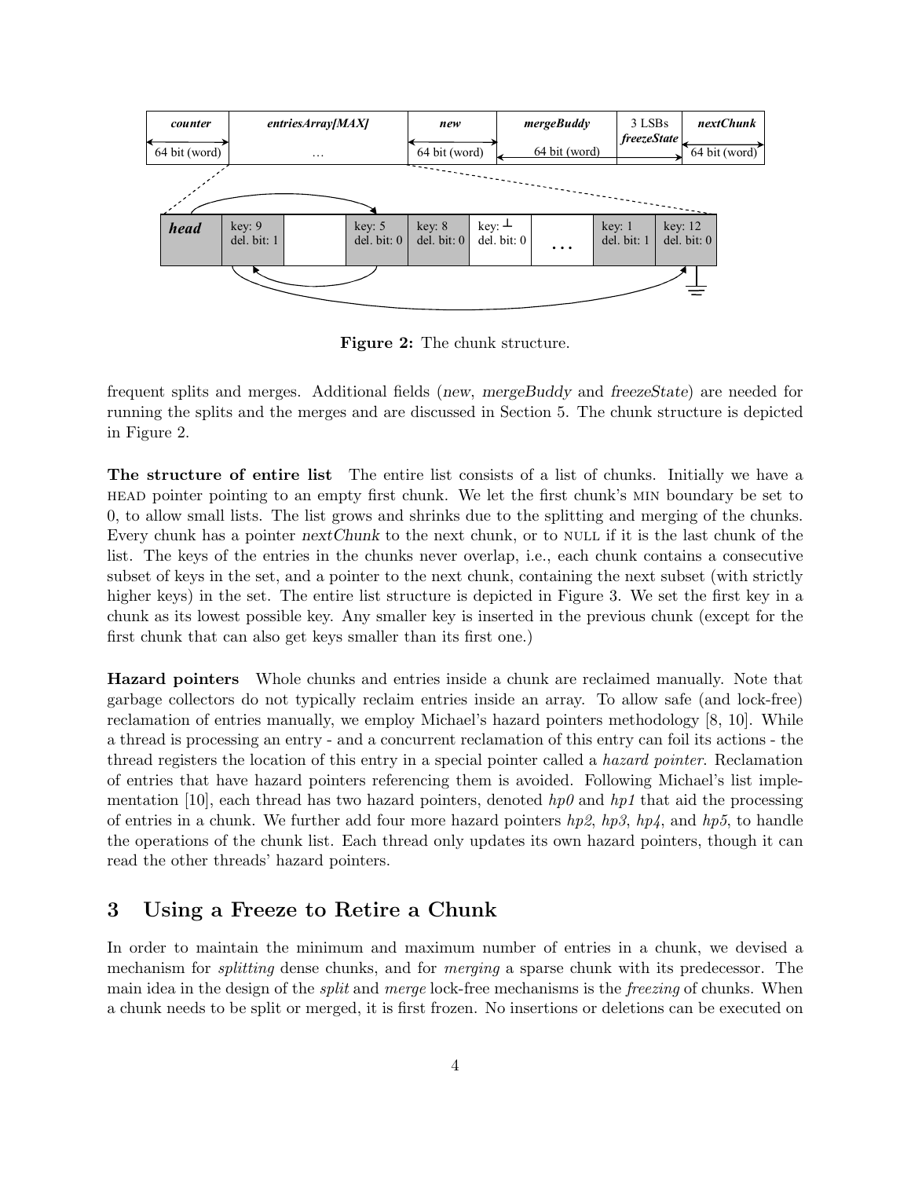**Figure 2:** The chunk structure.

frequent splits and merges. Additional fields (*new*, *mergeBuddy* and *freezeState*) are needed for running the splits and the merges and are discussed in Section 5. The chunk structure is depicted in Figure 2.

**The structure of entire list** The entire list consists of a list of chunks. Initially we have a HEAD pointer pointing to an empty first chunk. We let the first chunk's MIN boundary be set to 0, to allow small lists. The list grows and shrinks due to the splitting and merging of the chunks. Every chunk has a pointer *nextChunk* to the next chunk, or to NULL if it is the last chunk of the list. The keys of the entries in the chunks never overlap, i.e., each chunk contains a consecutive subset of keys in the set, and a pointer to the next chunk, containing the next subset (with strictly higher keys) in the set. The entire list structure is depicted in Figure 3. We set the first key in a chunk as its lowest possible key. Any smaller key is inserted in the previous chunk (except for the first chunk that can also get keys smaller than its first one.)

**Hazard pointers** Whole chunks and entries inside a chunk are reclaimed manually. Note that garbage collectors do not typically reclaim entries inside an array. To allow safe (and lock-free) reclamation of entries manually, we employ Michael's hazard pointers methodology [8, 10]. While a thread is processing an entry - and a concurrent reclamation of this entry can foil its actions - the thread registers the location of this entry in a special pointer called a *hazard pointer*. Reclamation of entries that have hazard pointers referencing them is avoided. Following Michael's list implementation [10], each thread has two hazard pointers, denoted *hp0* and *hp1* that aid the processing of entries in a chunk. We further add four more hazard pointers *hp2*, *hp3*, *hp4*, and *hp5*, to handle the operations of the chunk list. Each thread only updates its own hazard pointers, though it can read the other threads' hazard pointers.

## 3 Using a Freeze to Retire a Chunk

In order to maintain the minimum and maximum number of entries in a chunk, we devised a mechanism for *splitting* dense chunks, and for *merging* a sparse chunk with its predecessor. The main idea in the design of the *split* and *merge* lock-free mechanisms is the *freezing* of chunks. When a chunk needs to be split or merged, it is first frozen. No insertions or deletions can be executed on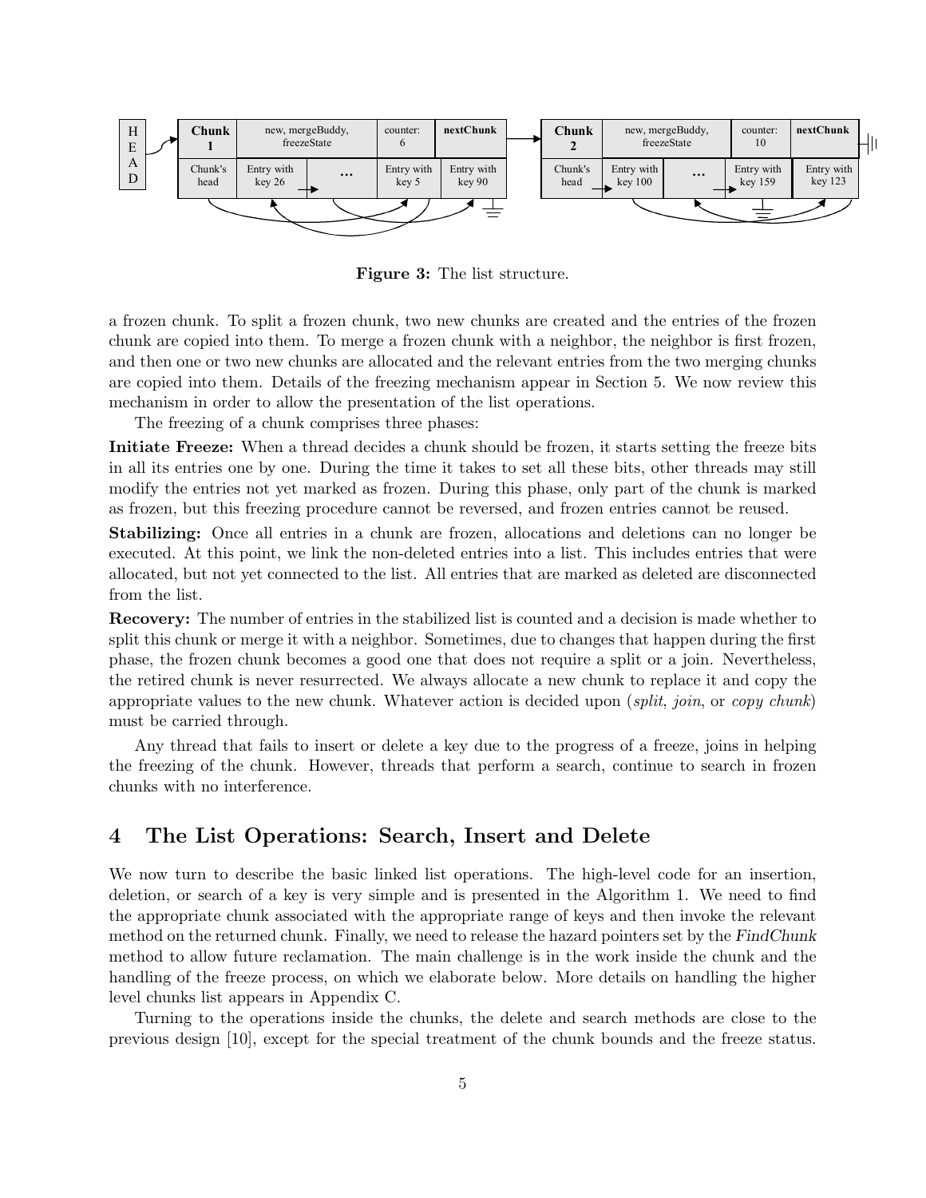**Figure 3:** The list structure.

a frozen chunk. To split a frozen chunk, two new chunks are created and the entries of the frozen chunk are copied into them. To merge a frozen chunk with a neighbor, the neighbor is first frozen, and then one or two new chunks are allocated and the relevant entries from the two merging chunks are copied into them. Details of the freezing mechanism appear in Section 5. We now review this mechanism in order to allow the presentation of the list operations.

The freezing of a chunk comprises three phases:

**Initiate Freeze:** When a thread decides a chunk should be frozen, it starts setting the freeze bits in all its entries one by one. During the time it takes to set all these bits, other threads may still modify the entries not yet marked as frozen. During this phase, only part of the chunk is marked as frozen, but this freezing procedure cannot be reversed, and frozen entries cannot be reused.

**Stabilizing:** Once all entries in a chunk are frozen, allocations and deletions can no longer be executed. At this point, we link the non-deleted entries into a list. This includes entries that were allocated, but not yet connected to the list. All entries that are marked as deleted are disconnected from the list.

**Recovery:** The number of entries in the stabilized list is counted and a decision is made whether to split this chunk or merge it with a neighbor. Sometimes, due to changes that happen during the first phase, the frozen chunk becomes a good one that does not require a split or a join. Nevertheless, the retired chunk is never resurrected. We always allocate a new chunk to replace it and copy the appropriate values to the new chunk. Whatever action is decided upon (*split*, *join*, or *copy chunk*) must be carried through.

Any thread that fails to insert or delete a key due to the progress of a freeze, joins in helping the freezing of the chunk. However, threads that perform a search, continue to search in frozen chunks with no interference.

## 4 The List Operations: Search, Insert and Delete

We now turn to describe the basic linked list operations. The high-level code for an insertion, deletion, or search of a key is very simple and is presented in the Algorithm 1. We need to find the appropriate chunk associated with the appropriate range of keys and then invoke the relevant method on the returned chunk. Finally, we need to release the hazard pointers set by the *FindChunk* method to allow future reclamation. The main challenge is in the work inside the chunk and the handling of the freeze process, on which we elaborate below. More details on handling the higher level chunks list appears in Appendix C.

Turning to the operations inside the chunks, the delete and search methods are close to the previous design [10], except for the special treatment of the chunk bounds and the freeze status.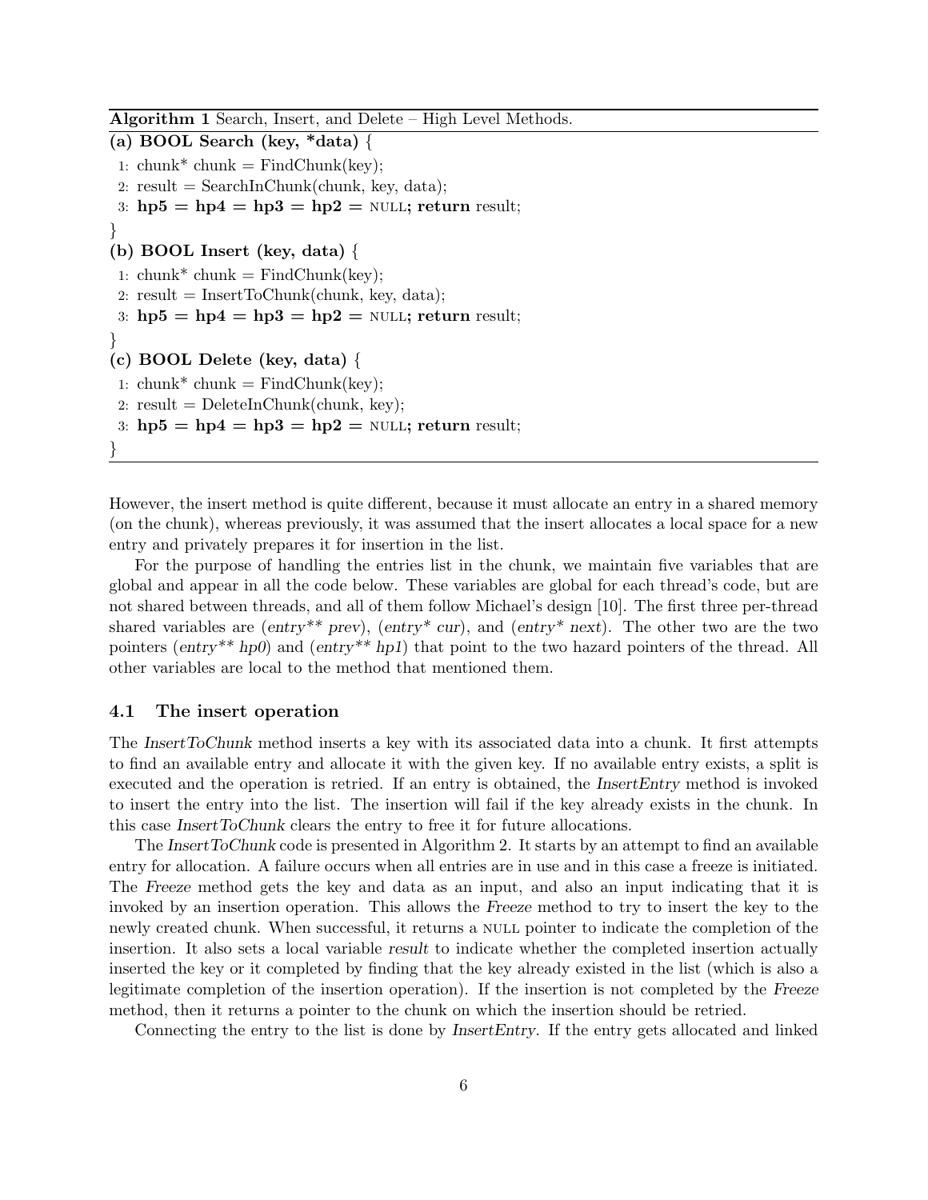**Algorithm 1** Search, Insert, and Delete – High Level Methods.

```
(a) BOOL Search (key, *data) {
 1: chunk* chunk = FindChunk(key);
 2: result = SearchInChunk(chunk, key, data);
 3: hp5 = hp4 = hp3 = hp2 = NULL; return result;
}
(b) BOOL Insert (key, data) {
 1: chunk* chunk = FindChunk(key);
 2: result = InsertToChunk(chunk, key, data);
 3: hp5 = hp4 = hp3 = hp2 = NULL; return result;
}
(c) BOOL Delete (key, data) {
 1: chunk* chunk = FindChunk(key);
 2: result = DeleteInChunk(chunk, key);
 3: hp5 = hp4 = hp3 = hp2 = NULL; return result;
}
```

However, the insert method is quite different, because it must allocate an entry in a shared memory (on the chunk), whereas previously, it was assumed that the insert allocates a local space for a new entry and privately prepares it for insertion in the list.

For the purpose of handling the entries list in the chunk, we maintain five variables that are global and appear in all the code below. These variables are global for each thread's code, but are not shared between threads, and all of them follow Michael's design [10]. The first three per-thread shared variables are (*entry\*\* prev*), (*entry\* cur*), and (*entry\* next*). The other two are the two pointers (*entry\*\* hp0*) and (*entry\*\* hp1*) that point to the two hazard pointers of the thread. All other variables are local to the method that mentioned them.

### 4.1 The insert operation

The *InsertToChunk* method inserts a key with its associated data into a chunk. It first attempts to find an available entry and allocate it with the given key. If no available entry exists, a split is executed and the operation is retried. If an entry is obtained, the *InsertEntry* method is invoked to insert the entry into the list. The insertion will fail if the key already exists in the chunk. In this case *InsertToChunk* clears the entry to free it for future allocations.

The *InsertToChunk* code is presented in Algorithm 2. It starts by an attempt to find an available entry for allocation. A failure occurs when all entries are in use and in this case a freeze is initiated. The *Freeze* method gets the key and data as an input, and also an input indicating that it is invoked by an insertion operation. This allows the *Freeze* method to try to insert the key to the newly created chunk. When successful, it returns a NULL pointer to indicate the completion of the insertion. It also sets a local variable *result* to indicate whether the completed insertion actually inserted the key or it completed by finding that the key already existed in the list (which is also a legitimate completion of the insertion operation). If the insertion is not completed by the *Freeze* method, then it returns a pointer to the chunk on which the insertion should be retried.

Connecting the entry to the list is done by *InsertEntry*. If the entry gets allocated and linked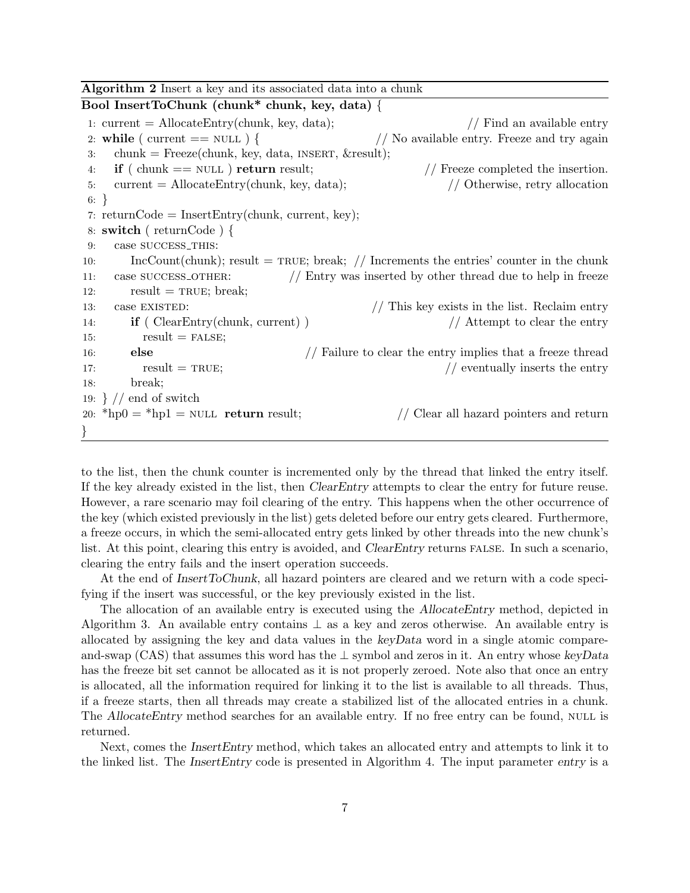**Algorithm 2** Insert a key and its associated data into a chunk

```
Bool InsertToChunk (chunk* chunk, key, data) {
 1: current = AllocateEntry(chunk, key, data);                  // Find an available entry
 2: while ( current == NULL ) {                   // No available entry. Freeze and try again
 3:    chunk = Freeze(chunk, key, data, INSERT, &result);
 4:    if ( chunk == NULL ) return result;                  // Freeze completed the insertion.
 5:    current = AllocateEntry(chunk, key, data);                  // Otherwise, retry allocation
 6: }
 7: returnCode = InsertEntry(chunk, current, key);
 8: switch ( returnCode ) {
 9:    case SUCCESS_THIS:
10:       IncCount(chunk); result = TRUE; break; // Increments the entries' counter in the chunk
11:    case SUCCESS_OTHER:            // Entry was inserted by other thread due to help in freeze
12:       result = TRUE; break;
13:    case EXISTED:                                 // This key exists in the list. Reclaim entry
14:       if ( ClearEntry(chunk, current) )                           // Attempt to clear the entry
15:          result = FALSE;
16:       else                        // Failure to clear the entry implies that a freeze thread
17:          result = TRUE;                                            // eventually inserts the entry
18:       break;
19: } // end of switch
20: *hp0 = *hp1 = NULL  return result;                    // Clear all hazard pointers and return
}
```

to the list, then the chunk counter is incremented only by the thread that linked the entry itself. If the key already existed in the list, then *ClearEntry* attempts to clear the entry for future reuse. However, a rare scenario may foil clearing of the entry. This happens when the other occurrence of the key (which existed previously in the list) gets deleted before our entry gets cleared. Furthermore, a freeze occurs, in which the semi-allocated entry gets linked by other threads into the new chunk's list. At this point, clearing this entry is avoided, and *ClearEntry* returns FALSE. In such a scenario, clearing the entry fails and the insert operation succeeds.

At the end of *InsertToChunk*, all hazard pointers are cleared and we return with a code specifying if the insert was successful, or the key previously existed in the list.

The allocation of an available entry is executed using the *AllocateEntry* method, depicted in Algorithm 3. An available entry contains $\perp$ as a key and zeros otherwise. An available entry is allocated by assigning the key and data values in the *keyData* word in a single atomic compare-and-swap (CAS) that assumes this word has the $\perp$ symbol and zeros in it. An entry whose *keyData* has the freeze bit set cannot be allocated as it is not properly zeroed. Note also that once an entry is allocated, all the information required for linking it to the list is available to all threads. Thus, if a freeze starts, then all threads may create a stabilized list of the allocated entries in a chunk. The *AllocateEntry* method searches for an available entry. If no free entry can be found, NULL is returned.

Next, comes the *InsertEntry* method, which takes an allocated entry and attempts to link it to the linked list. The *InsertEntry* code is presented in Algorithm 4. The input parameter *entry* is a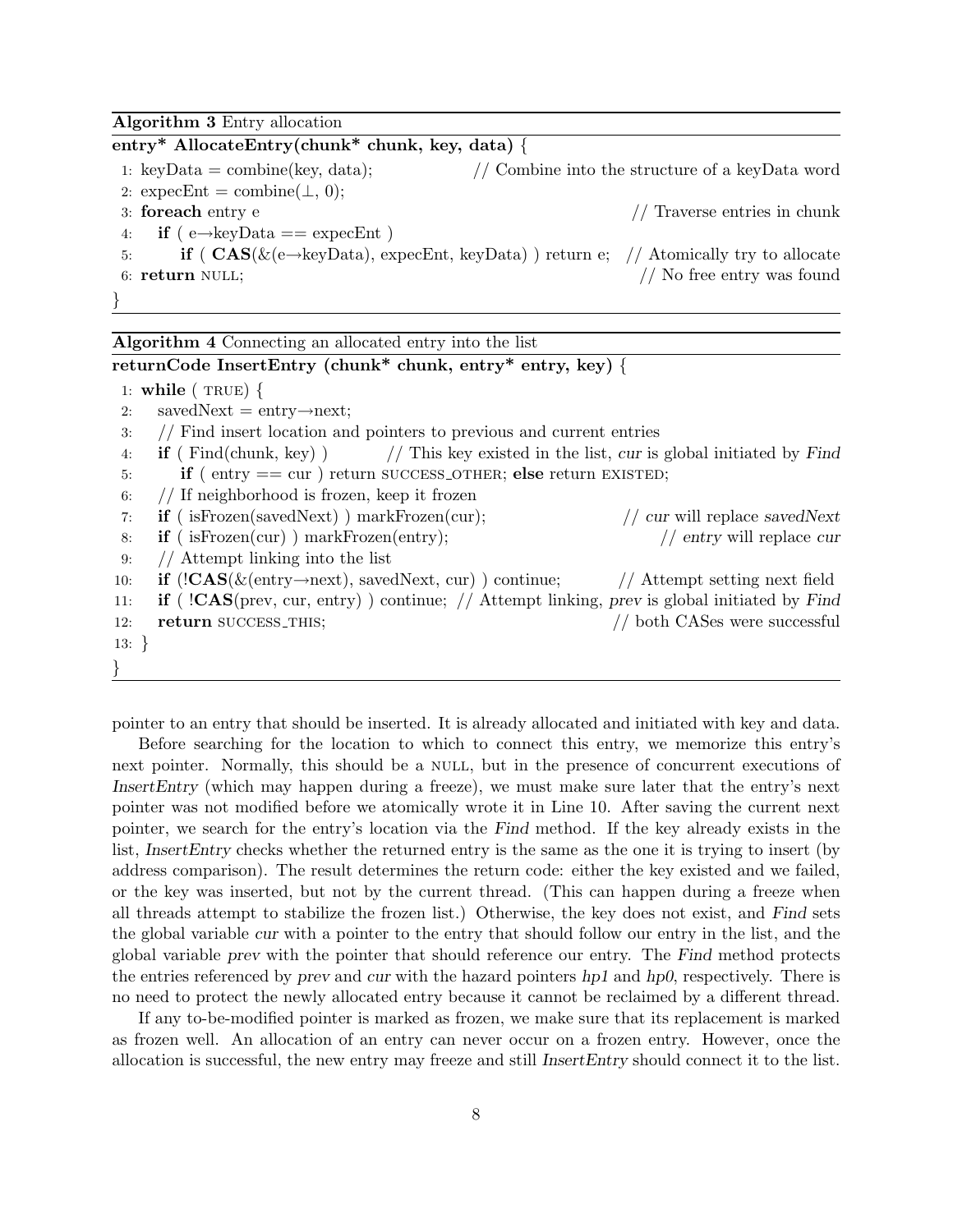**Algorithm 3** Entry allocation

```
entry* AllocateEntry(chunk* chunk, key, data) {
 1: keyData = combine(key, data);            // Combine into the structure of a keyData word
 2: expecEnt = combine(⊥, 0);
 3: foreach entry e                                                  // Traverse entries in chunk
 4:    if ( e→keyData == expecEnt )
 5:       if ( CAS(&(e→keyData), expecEnt, keyData) ) return e;  // Atomically try to allocate
 6: return NULL;                                                   // No free entry was found
}
```

**Algorithm 4** Connecting an allocated entry into the list

```
returnCode InsertEntry (chunk* chunk, entry* entry, key) {
 1: while ( TRUE) {
 2:    savedNext = entry→next;
 3:    // Find insert location and pointers to previous and current entries
 4:    if ( Find(chunk, key) )        // This key existed in the list, cur is global initiated by Find
 5:       if ( entry == cur ) return SUCCESS_OTHER; else return EXISTED;
 6:    // If neighborhood is frozen, keep it frozen
 7:    if ( isFrozen(savedNext) ) markFrozen(cur);                 // cur will replace savedNext
 8:    if ( isFrozen(cur) ) markFrozen(entry);                        // entry will replace cur
 9:    // Attempt linking into the list
10:    if (!CAS(&(entry→next), savedNext, cur) ) continue;        // Attempt setting next field
11:    if ( !CAS(prev, cur, entry) ) continue; // Attempt linking, prev is global initiated by Find
12:    return SUCCESS_THIS;                                          // both CASes were successful
13: }
}
```

pointer to an entry that should be inserted. It is already allocated and initiated with key and data.

Before searching for the location to which to connect this entry, we memorize this entry's next pointer. Normally, this should be a NULL, but in the presence of concurrent executions of *InsertEntry* (which may happen during a freeze), we must make sure later that the entry's next pointer was not modified before we atomically wrote it in Line 10. After saving the current next pointer, we search for the entry's location via the *Find* method. If the key already exists in the list, *InsertEntry* checks whether the returned entry is the same as the one it is trying to insert (by address comparison). The result determines the return code: either the key existed and we failed, or the key was inserted, but not by the current thread. (This can happen during a freeze when all threads attempt to stabilize the frozen list.) Otherwise, the key does not exist, and *Find* sets the global variable *cur* with a pointer to the entry that should follow our entry in the list, and the global variable *prev* with the pointer that should reference our entry. The *Find* method protects the entries referenced by *prev* and *cur* with the hazard pointers *hp1* and *hp0*, respectively. There is no need to protect the newly allocated entry because it cannot be reclaimed by a different thread.

If any to-be-modified pointer is marked as frozen, we make sure that its replacement is marked as frozen well. An allocation of an entry can never occur on a frozen entry. However, once the allocation is successful, the new entry may freeze and still *InsertEntry* should connect it to the list.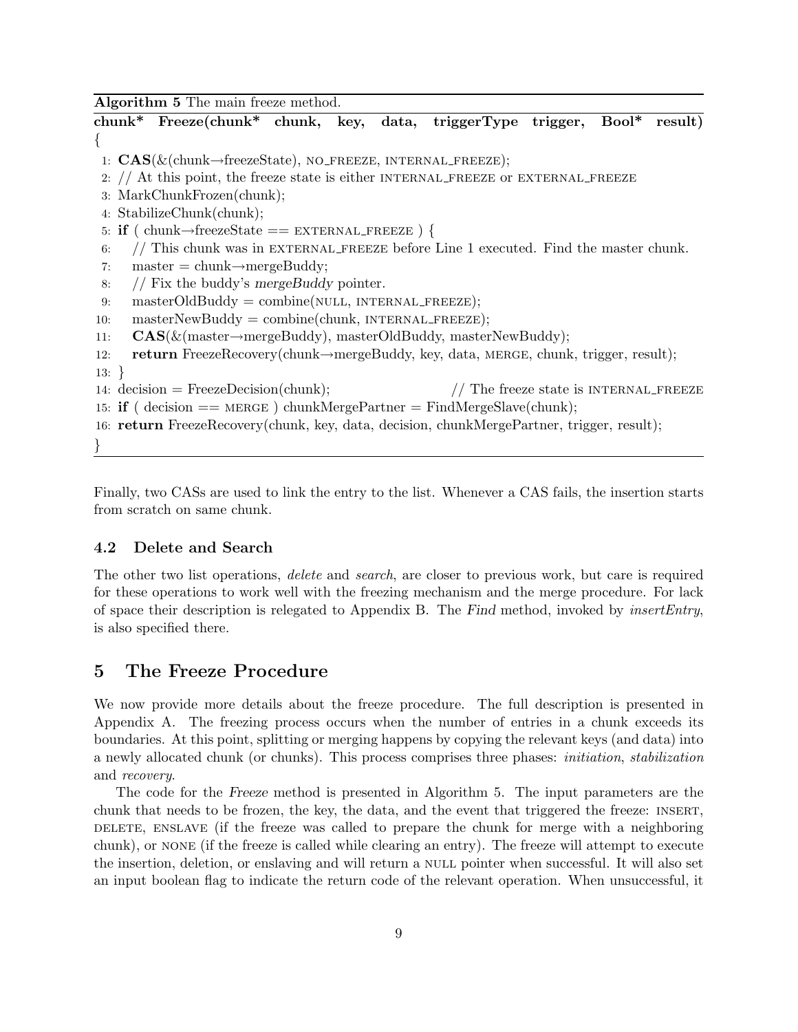**Algorithm 5** The main freeze method.

```
chunk* Freeze(chunk* chunk, key, data, triggerType trigger, Bool* result)
{
 1: CAS(&(chunk→freezeState), NO_FREEZE, INTERNAL_FREEZE);
 2: // At this point, the freeze state is either INTERNAL_FREEZE or EXTERNAL_FREEZE
 3: MarkChunkFrozen(chunk);
 4: StabilizeChunk(chunk);
 5: if ( chunk→freezeState == EXTERNAL_FREEZE ) {
 6:    // This chunk was in EXTERNAL_FREEZE before Line 1 executed. Find the master chunk.
 7:    master = chunk→mergeBuddy;
 8:    // Fix the buddy's mergeBuddy pointer.
 9:    masterOldBuddy = combine(NULL, INTERNAL_FREEZE);
10:    masterNewBuddy = combine(chunk, INTERNAL_FREEZE);
11:    CAS(&(master→mergeBuddy), masterOldBuddy, masterNewBuddy);
12:    return FreezeRecovery(chunk→mergeBuddy, key, data, MERGE, chunk, trigger, result);
13: }
14: decision = FreezeDecision(chunk);                    // The freeze state is INTERNAL_FREEZE
15: if ( decision == MERGE ) chunkMergePartner = FindMergeSlave(chunk);
16: return FreezeRecovery(chunk, key, data, decision, chunkMergePartner, trigger, result);
}
```

Finally, two CASs are used to link the entry to the list. Whenever a CAS fails, the insertion starts from scratch on same chunk.

### 4.2 Delete and Search

The other two list operations, *delete* and *search*, are closer to previous work, but care is required for these operations to work well with the freezing mechanism and the merge procedure. For lack of space their description is relegated to Appendix B. The *Find* method, invoked by *insertEntry*, is also specified there.

## 5 The Freeze Procedure

We now provide more details about the freeze procedure. The full description is presented in Appendix A. The freezing process occurs when the number of entries in a chunk exceeds its boundaries. At this point, splitting or merging happens by copying the relevant keys (and data) into a newly allocated chunk (or chunks). This process comprises three phases: *initiation*, *stabilization* and *recovery*.

The code for the *Freeze* method is presented in Algorithm 5. The input parameters are the chunk that needs to be frozen, the key, the data, and the event that triggered the freeze: INSERT, DELETE, ENSLAVE (if the freeze was called to prepare the chunk for merge with a neighboring chunk), or NONE (if the freeze is called while clearing an entry). The freeze will attempt to execute the insertion, deletion, or enslaving and will return a NULL pointer when successful. It will also set an input boolean flag to indicate the return code of the relevant operation. When unsuccessful, it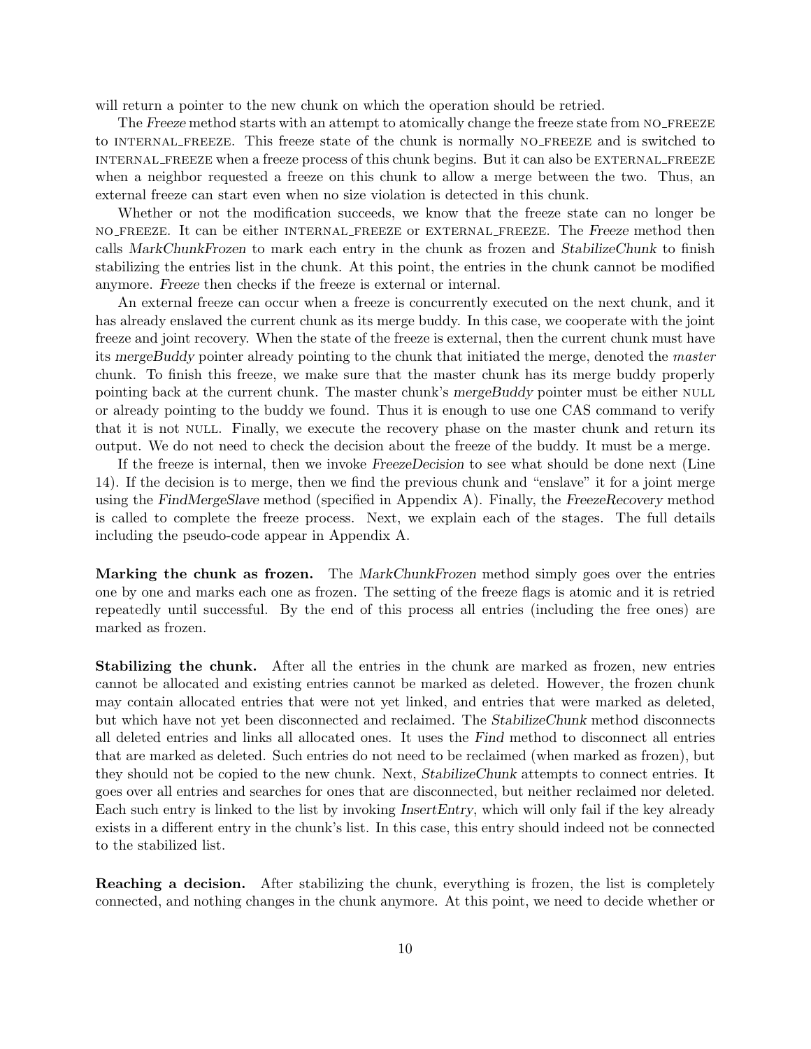will return a pointer to the new chunk on which the operation should be retried.

The *Freeze* method starts with an attempt to atomically change the freeze state from NO_FREEZE to INTERNAL_FREEZE. This freeze state of the chunk is normally NO_FREEZE and is switched to INTERNAL_FREEZE when a freeze process of this chunk begins. But it can also be EXTERNAL_FREEZE when a neighbor requested a freeze on this chunk to allow a merge between the two. Thus, an external freeze can start even when no size violation is detected in this chunk.

Whether or not the modification succeeds, we know that the freeze state can no longer be NO_FREEZE. It can be either INTERNAL_FREEZE or EXTERNAL_FREEZE. The *Freeze* method then calls *MarkChunkFrozen* to mark each entry in the chunk as frozen and *StabilizeChunk* to finish stabilizing the entries list in the chunk. At this point, the entries in the chunk cannot be modified anymore. *Freeze* then checks if the freeze is external or internal.

An external freeze can occur when a freeze is concurrently executed on the next chunk, and it has already enslaved the current chunk as its merge buddy. In this case, we cooperate with the joint freeze and joint recovery. When the state of the freeze is external, then the current chunk must have its *mergeBuddy* pointer already pointing to the chunk that initiated the merge, denoted the *master* chunk. To finish this freeze, we make sure that the master chunk has its merge buddy properly pointing back at the current chunk. The master chunk's *mergeBuddy* pointer must be either NULL or already pointing to the buddy we found. Thus it is enough to use one CAS command to verify that it is not NULL. Finally, we execute the recovery phase on the master chunk and return its output. We do not need to check the decision about the freeze of the buddy. It must be a merge.

If the freeze is internal, then we invoke *FreezeDecision* to see what should be done next (Line 14). If the decision is to merge, then we find the previous chunk and "enslave" it for a joint merge using the *FindMergeSlave* method (specified in Appendix A). Finally, the *FreezeRecovery* method is called to complete the freeze process. Next, we explain each of the stages. The full details including the pseudo-code appear in Appendix A.

**Marking the chunk as frozen.** The *MarkChunkFrozen* method simply goes over the entries one by one and marks each one as frozen. The setting of the freeze flags is atomic and it is retried repeatedly until successful. By the end of this process all entries (including the free ones) are marked as frozen.

**Stabilizing the chunk.** After all the entries in the chunk are marked as frozen, new entries cannot be allocated and existing entries cannot be marked as deleted. However, the frozen chunk may contain allocated entries that were not yet linked, and entries that were marked as deleted, but which have not yet been disconnected and reclaimed. The *StabilizeChunk* method disconnects all deleted entries and links all allocated ones. It uses the *Find* method to disconnect all entries that are marked as deleted. Such entries do not need to be reclaimed (when marked as frozen), but they should not be copied to the new chunk. Next, *StabilizeChunk* attempts to connect entries. It goes over all entries and searches for ones that are disconnected, but neither reclaimed nor deleted. Each such entry is linked to the list by invoking *InsertEntry*, which will only fail if the key already exists in a different entry in the chunk's list. In this case, this entry should indeed not be connected to the stabilized list.

**Reaching a decision.** After stabilizing the chunk, everything is frozen, the list is completely connected, and nothing changes in the chunk anymore. At this point, we need to decide whether or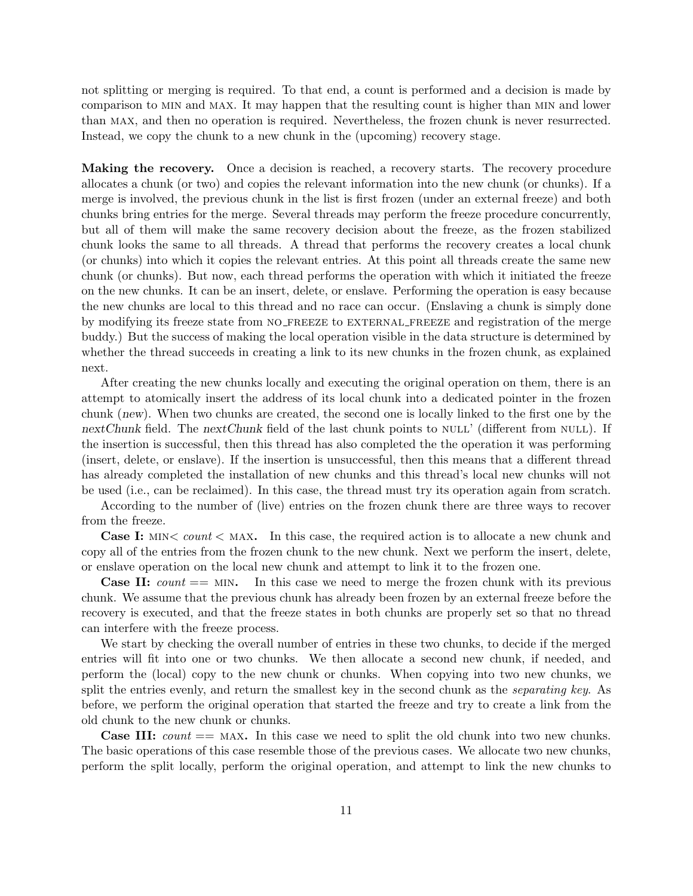not splitting or merging is required. To that end, a count is performed and a decision is made by comparison to MIN and MAX. It may happen that the resulting count is higher than MIN and lower than MAX, and then no operation is required. Nevertheless, the frozen chunk is never resurrected. Instead, we copy the chunk to a new chunk in the (upcoming) recovery stage.

**Making the recovery.** Once a decision is reached, a recovery starts. The recovery procedure allocates a chunk (or two) and copies the relevant information into the new chunk (or chunks). If a merge is involved, the previous chunk in the list is first frozen (under an external freeze) and both chunks bring entries for the merge. Several threads may perform the freeze procedure concurrently, but all of them will make the same recovery decision about the freeze, as the frozen stabilized chunk looks the same to all threads. A thread that performs the recovery creates a local chunk (or chunks) into which it copies the relevant entries. At this point all threads create the same new chunk (or chunks). But now, each thread performs the operation with which it initiated the freeze on the new chunks. It can be an insert, delete, or enslave. Performing the operation is easy because the new chunks are local to this thread and no race can occur. (Enslaving a chunk is simply done by modifying its freeze state from NO_FREEZE to EXTERNAL_FREEZE and registration of the merge buddy.) But the success of making the local operation visible in the data structure is determined by whether the thread succeeds in creating a link to its new chunks in the frozen chunk, as explained next.

After creating the new chunks locally and executing the original operation on them, there is an attempt to atomically insert the address of its local chunk into a dedicated pointer in the frozen chunk (*new*). When two chunks are created, the second one is locally linked to the first one by the *nextChunk* field. The *nextChunk* field of the last chunk points to NULL' (different from NULL). If the insertion is successful, then this thread has also completed the the operation it was performing (insert, delete, or enslave). If the insertion is unsuccessful, then this means that a different thread has already completed the installation of new chunks and this thread's local new chunks will not be used (i.e., can be reclaimed). In this case, the thread must try its operation again from scratch.

According to the number of (live) entries on the frozen chunk there are three ways to recover from the freeze.

**Case I:** MIN$<$ *count* $<$ MAX**.** In this case, the required action is to allocate a new chunk and copy all of the entries from the frozen chunk to the new chunk. Next we perform the insert, delete, or enslave operation on the local new chunk and attempt to link it to the frozen one.

**Case II:** *count* $==$ MIN**.** In this case we need to merge the frozen chunk with its previous chunk. We assume that the previous chunk has already been frozen by an external freeze before the recovery is executed, and that the freeze states in both chunks are properly set so that no thread can interfere with the freeze process.

We start by checking the overall number of entries in these two chunks, to decide if the merged entries will fit into one or two chunks. We then allocate a second new chunk, if needed, and perform the (local) copy to the new chunk or chunks. When copying into two new chunks, we split the entries evenly, and return the smallest key in the second chunk as the *separating key*. As before, we perform the original operation that started the freeze and try to create a link from the old chunk to the new chunk or chunks.

**Case III:** *count* $==$ MAX**.** In this case we need to split the old chunk into two new chunks. The basic operations of this case resemble those of the previous cases. We allocate two new chunks, perform the split locally, perform the original operation, and attempt to link the new chunks to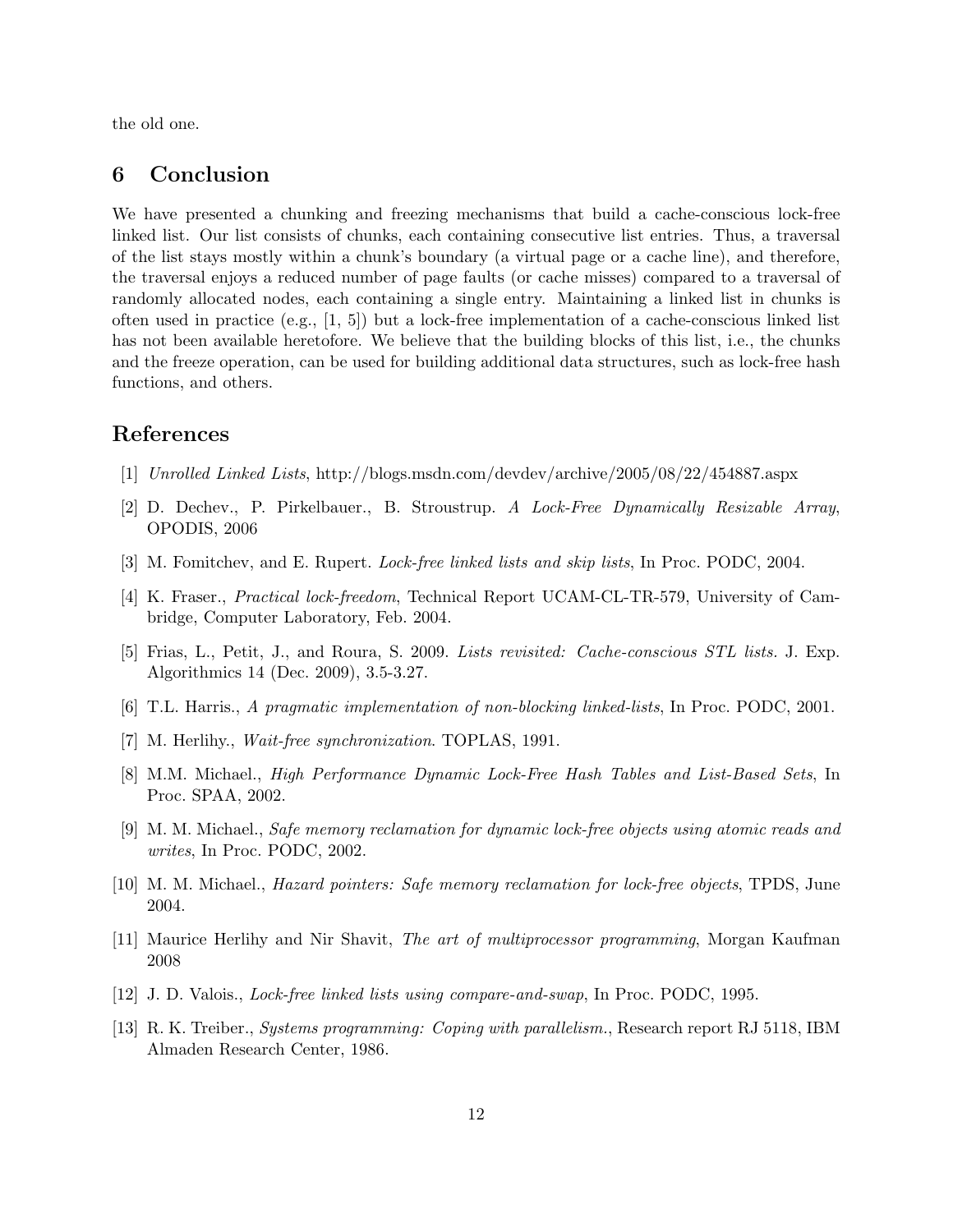the old one.

## 6 Conclusion

We have presented a chunking and freezing mechanisms that build a cache-conscious lock-free linked list. Our list consists of chunks, each containing consecutive list entries. Thus, a traversal of the list stays mostly within a chunk's boundary (a virtual page or a cache line), and therefore, the traversal enjoys a reduced number of page faults (or cache misses) compared to a traversal of randomly allocated nodes, each containing a single entry. Maintaining a linked list in chunks is often used in practice (e.g., [1, 5]) but a lock-free implementation of a cache-conscious linked list has not been available heretofore. We believe that the building blocks of this list, i.e., the chunks and the freeze operation, can be used for building additional data structures, such as lock-free hash functions, and others.

## References

[1] *Unrolled Linked Lists*, http://blogs.msdn.com/devdev/archive/2005/08/22/454887.aspx

[2] D. Dechev., P. Pirkelbauer., B. Stroustrup. *A Lock-Free Dynamically Resizable Array*, OPODIS, 2006

[3] M. Fomitchev, and E. Rupert. *Lock-free linked lists and skip lists*, In Proc. PODC, 2004.

[4] K. Fraser., *Practical lock-freedom*, Technical Report UCAM-CL-TR-579, University of Cambridge, Computer Laboratory, Feb. 2004.

[5] Frias, L., Petit, J., and Roura, S. 2009. *Lists revisited: Cache-conscious STL lists.* J. Exp. Algorithmics 14 (Dec. 2009), 3.5-3.27.

[6] T.L. Harris., *A pragmatic implementation of non-blocking linked-lists*, In Proc. PODC, 2001.

[7] M. Herlihy., *Wait-free synchronization*. TOPLAS, 1991.

[8] M.M. Michael., *High Performance Dynamic Lock-Free Hash Tables and List-Based Sets*, In Proc. SPAA, 2002.

[9] M. M. Michael., *Safe memory reclamation for dynamic lock-free objects using atomic reads and writes*, In Proc. PODC, 2002.

[10] M. M. Michael., *Hazard pointers: Safe memory reclamation for lock-free objects*, TPDS, June 2004.

[11] Maurice Herlihy and Nir Shavit, *The art of multiprocessor programming*, Morgan Kaufman 2008

[12] J. D. Valois., *Lock-free linked lists using compare-and-swap*, In Proc. PODC, 1995.

[13] R. K. Treiber., *Systems programming: Coping with parallelism.*, Research report RJ 5118, IBM Almaden Research Center, 1986.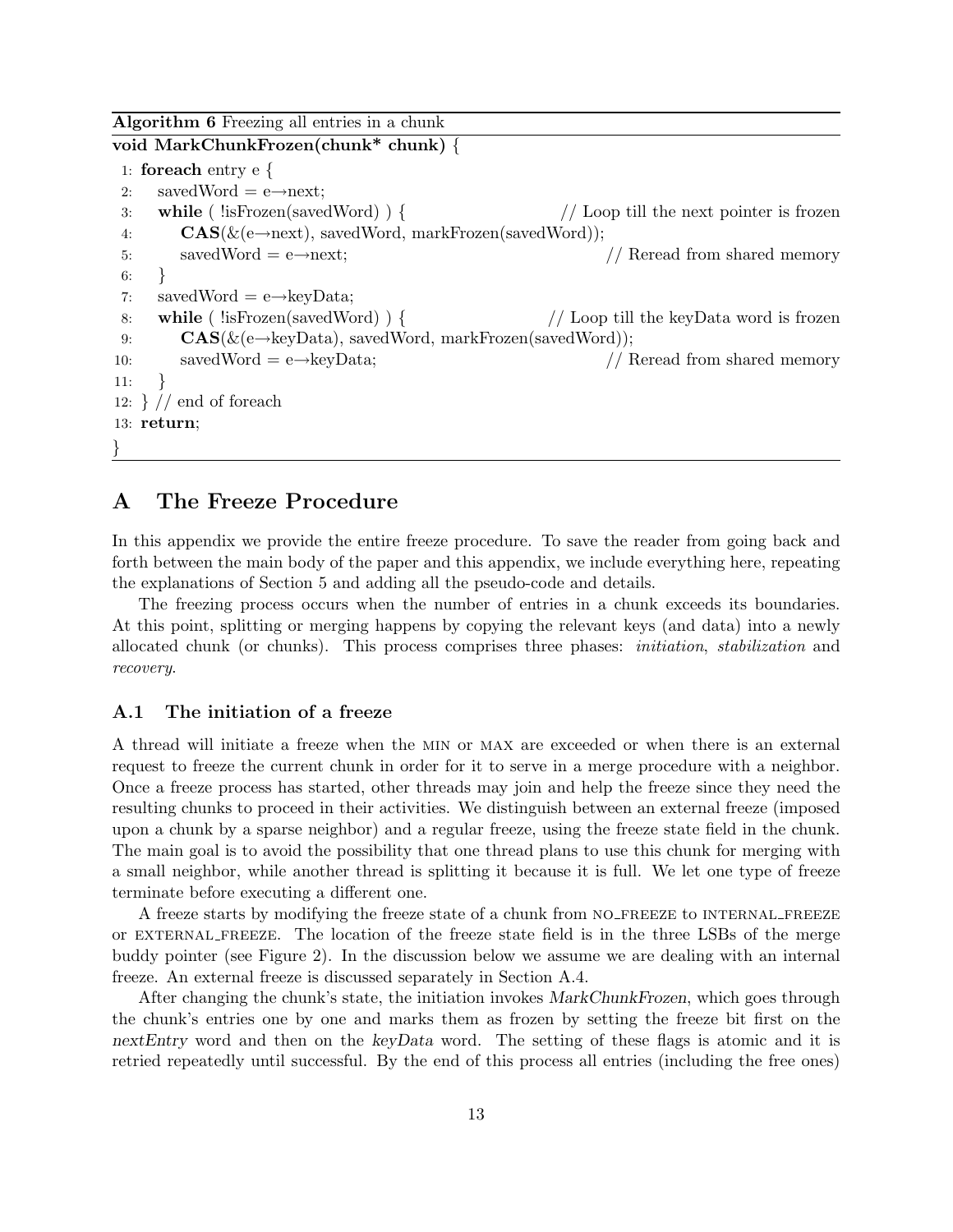**Algorithm 6** Freezing all entries in a chunk

```
void MarkChunkFrozen(chunk* chunk) {
 1: foreach entry e {
 2:    savedWord = e→next;
 3:    while ( !isFrozen(savedWord) ) {              // Loop till the next pointer is frozen
 4:       CAS(&(e→next), savedWord, markFrozen(savedWord));
 5:       savedWord = e→next;                         // Reread from shared memory
 6:    }
 7:    savedWord = e→keyData;
 8:    while ( !isFrozen(savedWord) ) {              // Loop till the keyData word is frozen
 9:       CAS(&(e→keyData), savedWord, markFrozen(savedWord));
10:       savedWord = e→keyData;                      // Reread from shared memory
11:    }
12: } // end of foreach
13: return;
}
```

# A The Freeze Procedure

In this appendix we provide the entire freeze procedure. To save the reader from going back and forth between the main body of the paper and this appendix, we include everything here, repeating the explanations of Section 5 and adding all the pseudo-code and details.

The freezing process occurs when the number of entries in a chunk exceeds its boundaries. At this point, splitting or merging happens by copying the relevant keys (and data) into a newly allocated chunk (or chunks). This process comprises three phases: *initiation*, *stabilization* and *recovery*.

## A.1 The initiation of a freeze

A thread will initiate a freeze when the MIN or MAX are exceeded or when there is an external request to freeze the current chunk in order for it to serve in a merge procedure with a neighbor. Once a freeze process has started, other threads may join and help the freeze since they need the resulting chunks to proceed in their activities. We distinguish between an external freeze (imposed upon a chunk by a sparse neighbor) and a regular freeze, using the freeze state field in the chunk. The main goal is to avoid the possibility that one thread plans to use this chunk for merging with a small neighbor, while another thread is splitting it because it is full. We let one type of freeze terminate before executing a different one.

A freeze starts by modifying the freeze state of a chunk from NO_FREEZE to INTERNAL_FREEZE or EXTERNAL_FREEZE. The location of the freeze state field is in the three LSBs of the merge buddy pointer (see Figure 2). In the discussion below we assume we are dealing with an internal freeze. An external freeze is discussed separately in Section A.4.

After changing the chunk's state, the initiation invokes *MarkChunkFrozen*, which goes through the chunk's entries one by one and marks them as frozen by setting the freeze bit first on the *nextEntry* word and then on the *keyData* word. The setting of these flags is atomic and it is retried repeatedly until successful. By the end of this process all entries (including the free ones)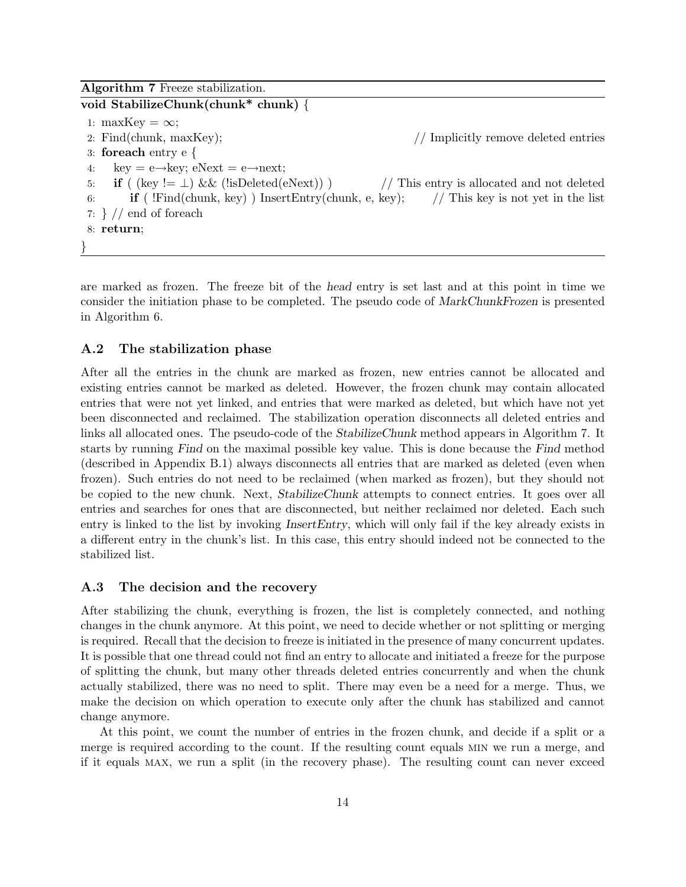**Algorithm 7** Freeze stabilization.

```
void StabilizeChunk(chunk* chunk) {
 1: maxKey = ∞;
 2: Find(chunk, maxKey);                                   // Implicitly remove deleted entries
 3: foreach entry e {
 4:    key = e→key; eNext = e→next;
 5:    if ( (key != ⊥) && (!isDeleted(eNext)) )            // This entry is allocated and not deleted
 6:       if ( !Find(chunk, key) ) InsertEntry(chunk, e, key);    // This key is not yet in the list
 7: } // end of foreach
 8: return;
}
```

are marked as frozen. The freeze bit of the *head* entry is set last and at this point in time we consider the initiation phase to be completed. The pseudo code of *MarkChunkFrozen* is presented in Algorithm 6.

### A.2 The stabilization phase

After all the entries in the chunk are marked as frozen, new entries cannot be allocated and existing entries cannot be marked as deleted. However, the frozen chunk may contain allocated entries that were not yet linked, and entries that were marked as deleted, but which have not yet been disconnected and reclaimed. The stabilization operation disconnects all deleted entries and links all allocated ones. The pseudo-code of the *StabilizeChunk* method appears in Algorithm 7. It starts by running *Find* on the maximal possible key value. This is done because the *Find* method (described in Appendix B.1) always disconnects all entries that are marked as deleted (even when frozen). Such entries do not need to be reclaimed (when marked as frozen), but they should not be copied to the new chunk. Next, *StabilizeChunk* attempts to connect entries. It goes over all entries and searches for ones that are disconnected, but neither reclaimed nor deleted. Each such entry is linked to the list by invoking *InsertEntry*, which will only fail if the key already exists in a different entry in the chunk's list. In this case, this entry should indeed not be connected to the stabilized list.

### A.3 The decision and the recovery

After stabilizing the chunk, everything is frozen, the list is completely connected, and nothing changes in the chunk anymore. At this point, we need to decide whether or not splitting or merging is required. Recall that the decision to freeze is initiated in the presence of many concurrent updates. It is possible that one thread could not find an entry to allocate and initiated a freeze for the purpose of splitting the chunk, but many other threads deleted entries concurrently and when the chunk actually stabilized, there was no need to split. There may even be a need for a merge. Thus, we make the decision on which operation to execute only after the chunk has stabilized and cannot change anymore.

At this point, we count the number of entries in the frozen chunk, and decide if a split or a merge is required according to the count. If the resulting count equals MIN we run a merge, and if it equals MAX, we run a split (in the recovery phase). The resulting count can never exceed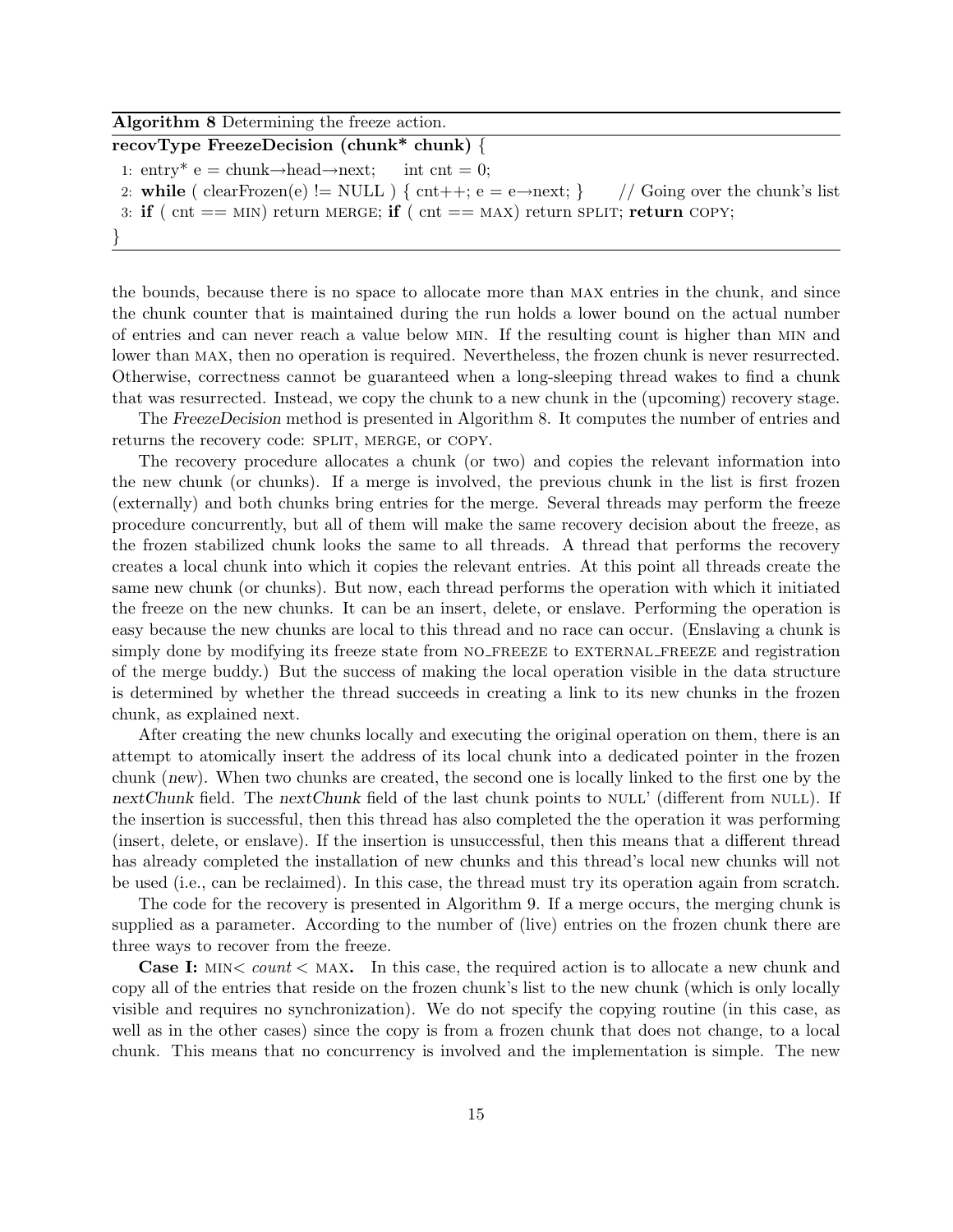**Algorithm 8** Determining the freeze action.

```
recovType FreezeDecision (chunk* chunk) {
1: entry* e = chunk→head→next;     int cnt = 0;
2: while ( clearFrozen(e) != NULL ) { cnt++; e = e→next; }     // Going over the chunk's list
3: if ( cnt == MIN) return MERGE; if ( cnt == MAX) return SPLIT; return COPY;
}
```

the bounds, because there is no space to allocate more than MAX entries in the chunk, and since the chunk counter that is maintained during the run holds a lower bound on the actual number of entries and can never reach a value below MIN. If the resulting count is higher than MIN and lower than MAX, then no operation is required. Nevertheless, the frozen chunk is never resurrected. Otherwise, correctness cannot be guaranteed when a long-sleeping thread wakes to find a chunk that was resurrected. Instead, we copy the chunk to a new chunk in the (upcoming) recovery stage.

The *FreezeDecision* method is presented in Algorithm 8. It computes the number of entries and returns the recovery code: SPLIT, MERGE, or COPY.

The recovery procedure allocates a chunk (or two) and copies the relevant information into the new chunk (or chunks). If a merge is involved, the previous chunk in the list is first frozen (externally) and both chunks bring entries for the merge. Several threads may perform the freeze procedure concurrently, but all of them will make the same recovery decision about the freeze, as the frozen stabilized chunk looks the same to all threads. A thread that performs the recovery creates a local chunk into which it copies the relevant entries. At this point all threads create the same new chunk (or chunks). But now, each thread performs the operation with which it initiated the freeze on the new chunks. It can be an insert, delete, or enslave. Performing the operation is easy because the new chunks are local to this thread and no race can occur. (Enslaving a chunk is simply done by modifying its freeze state from NO_FREEZE to EXTERNAL_FREEZE and registration of the merge buddy.) But the success of making the local operation visible in the data structure is determined by whether the thread succeeds in creating a link to its new chunks in the frozen chunk, as explained next.

After creating the new chunks locally and executing the original operation on them, there is an attempt to atomically insert the address of its local chunk into a dedicated pointer in the frozen chunk (*new*). When two chunks are created, the second one is locally linked to the first one by the *nextChunk* field. The *nextChunk* field of the last chunk points to NULL' (different from NULL). If the insertion is successful, then this thread has also completed the the operation it was performing (insert, delete, or enslave). If the insertion is unsuccessful, then this means that a different thread has already completed the installation of new chunks and this thread's local new chunks will not be used (i.e., can be reclaimed). In this case, the thread must try its operation again from scratch.

The code for the recovery is presented in Algorithm 9. If a merge occurs, the merging chunk is supplied as a parameter. According to the number of (live) entries on the frozen chunk there are three ways to recover from the freeze.

**Case I:** MIN< *count* < MAX**.** In this case, the required action is to allocate a new chunk and copy all of the entries that reside on the frozen chunk's list to the new chunk (which is only locally visible and requires no synchronization). We do not specify the copying routine (in this case, as well as in the other cases) since the copy is from a frozen chunk that does not change, to a local chunk. This means that no concurrency is involved and the implementation is simple. The new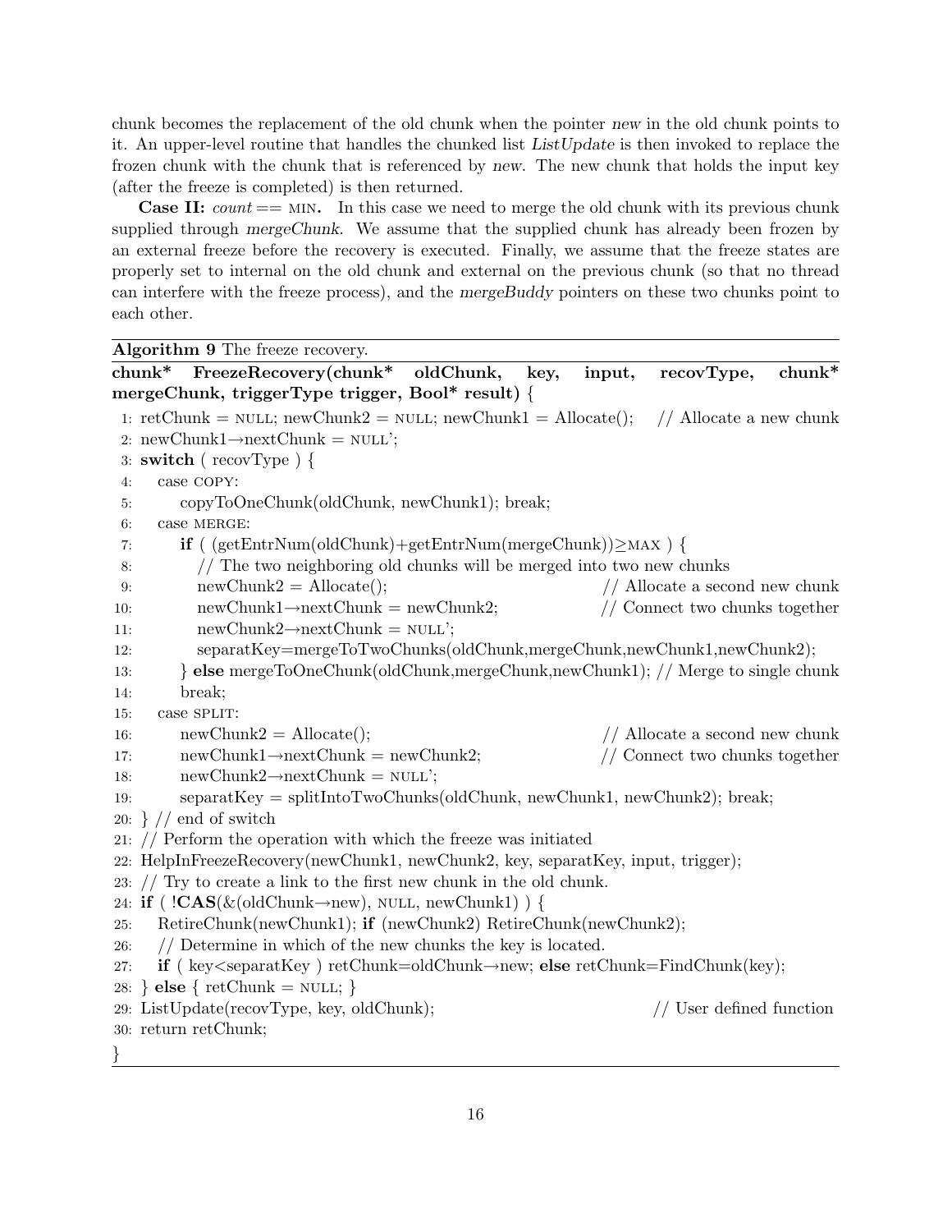chunk becomes the replacement of the old chunk when the pointer *new* in the old chunk points to it. An upper-level routine that handles the chunked list *ListUpdate* is then invoked to replace the frozen chunk with the chunk that is referenced by *new*. The new chunk that holds the input key (after the freeze is completed) is then returned.

**Case II:** *count* == MIN**.** In this case we need to merge the old chunk with its previous chunk supplied through *mergeChunk*. We assume that the supplied chunk has already been frozen by an external freeze before the recovery is executed. Finally, we assume that the freeze states are properly set to internal on the old chunk and external on the previous chunk (so that no thread can interfere with the freeze process), and the *mergeBuddy* pointers on these two chunks point to each other.

**Algorithm 9** The freeze recovery.

```
chunk* FreezeRecovery(chunk* oldChunk, key, input, recovType, chunk* mergeChunk, triggerType trigger, Bool* result) {
1: retChunk = NULL; newChunk2 = NULL; newChunk1 = Allocate();    // Allocate a new chunk
2: newChunk1→nextChunk = NULL';
3: switch ( recovType ) {
4:    case COPY:
5:       copyToOneChunk(oldChunk, newChunk1); break;
6:    case MERGE:
7:       if ( (getEntrNum(oldChunk)+getEntrNum(mergeChunk))≥MAX ) {
8:          // The two neighboring old chunks will be merged into two new chunks
9:          newChunk2 = Allocate();                         // Allocate a second new chunk
10:         newChunk1→nextChunk = newChunk2;                // Connect two chunks together
11:         newChunk2→nextChunk = NULL';
12:         separatKey=mergeToTwoChunks(oldChunk,mergeChunk,newChunk1,newChunk2);
13:      } else mergeToOneChunk(oldChunk,mergeChunk,newChunk1); // Merge to single chunk
14:      break;
15:   case SPLIT:
16:      newChunk2 = Allocate();                            // Allocate a second new chunk
17:      newChunk1→nextChunk = newChunk2;                   // Connect two chunks together
18:      newChunk2→nextChunk = NULL';
19:      separatKey = splitIntoTwoChunks(oldChunk, newChunk1, newChunk2); break;
20: } // end of switch
21: // Perform the operation with which the freeze was initiated
22: HelpInFreezeRecovery(newChunk1, newChunk2, key, separatKey, input, trigger);
23: // Try to create a link to the first new chunk in the old chunk.
24: if ( !CAS(&(oldChunk→new), NULL, newChunk1) ) {
25:    RetireChunk(newChunk1); if (newChunk2) RetireChunk(newChunk2);
26:    // Determine in which of the new chunks the key is located.
27:    if ( key<separatKey ) retChunk=oldChunk→new; else retChunk=FindChunk(key);
28: } else { retChunk = NULL; }
29: ListUpdate(recovType, key, oldChunk);                   // User defined function
30: return retChunk;
}
```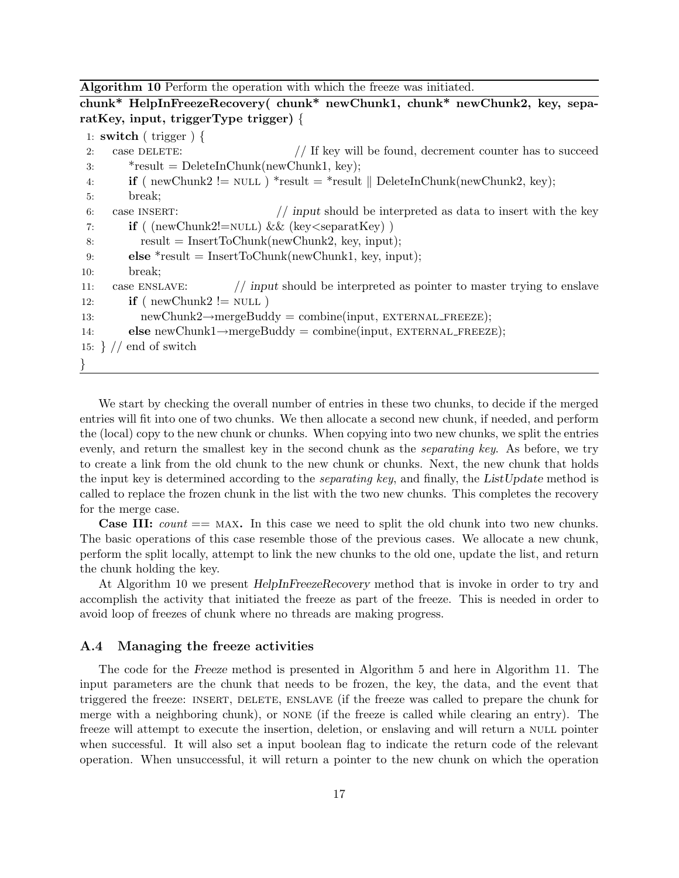**Algorithm 10** Perform the operation with which the freeze was initiated.

**chunk* HelpInFreezeRecovery( chunk* newChunk1, chunk* newChunk2, key, separatKey, input, triggerType trigger) {**

```
1:  switch ( trigger ) {
2:     case DELETE:                    // If key will be found, decrement counter has to succeed
3:        *result = DeleteInChunk(newChunk1, key);
4:        if ( newChunk2 != NULL ) *result = *result || DeleteInChunk(newChunk2, key);
5:        break;
6:     case INSERT:                    // input should be interpreted as data to insert with the key
7:        if ( (newChunk2!=NULL) && (key<separatKey) )
8:           result = InsertToChunk(newChunk2, key, input);
9:        else *result = InsertToChunk(newChunk1, key, input);
10:       break;
11:    case ENSLAVE:          // input should be interpreted as pointer to master trying to enslave
12:       if ( newChunk2 != NULL )
13:          newChunk2→mergeBuddy = combine(input, EXTERNAL_FREEZE);
14:       else newChunk1→mergeBuddy = combine(input, EXTERNAL_FREEZE);
15: } // end of switch
}
```

We start by checking the overall number of entries in these two chunks, to decide if the merged entries will fit into one of two chunks. We then allocate a second new chunk, if needed, and perform the (local) copy to the new chunk or chunks. When copying into two new chunks, we split the entries evenly, and return the smallest key in the second chunk as the *separating key*. As before, we try to create a link from the old chunk to the new chunk or chunks. Next, the new chunk that holds the input key is determined according to the *separating key*, and finally, the *ListUpdate* method is called to replace the frozen chunk in the list with the two new chunks. This completes the recovery for the merge case.

**Case III:** *count* == MAX**.** In this case we need to split the old chunk into two new chunks. The basic operations of this case resemble those of the previous cases. We allocate a new chunk, perform the split locally, attempt to link the new chunks to the old one, update the list, and return the chunk holding the key.

At Algorithm 10 we present *HelpInFreezeRecovery* method that is invoke in order to try and accomplish the activity that initiated the freeze as part of the freeze. This is needed in order to avoid loop of freezes of chunk where no threads are making progress.

### A.4 Managing the freeze activities

The code for the *Freeze* method is presented in Algorithm 5 and here in Algorithm 11. The input parameters are the chunk that needs to be frozen, the key, the data, and the event that triggered the freeze: INSERT, DELETE, ENSLAVE (if the freeze was called to prepare the chunk for merge with a neighboring chunk), or NONE (if the freeze is called while clearing an entry). The freeze will attempt to execute the insertion, deletion, or enslaving and will return a NULL pointer when successful. It will also set a input boolean flag to indicate the return code of the relevant operation. When unsuccessful, it will return a pointer to the new chunk on which the operation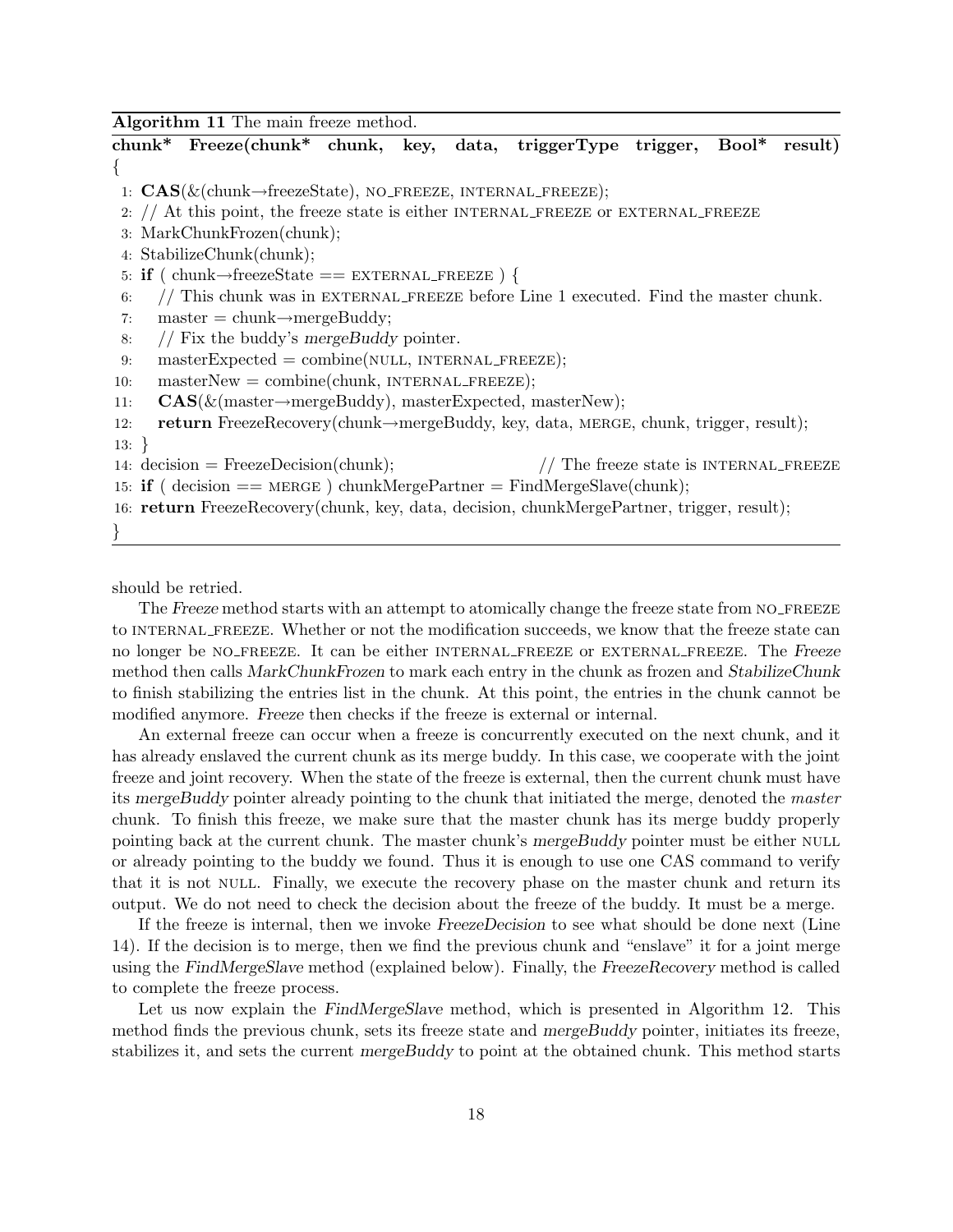**Algorithm 11** The main freeze method.

```
chunk* Freeze(chunk* chunk, key, data, triggerType trigger, Bool* result)
{
 1: CAS(&(chunk→freezeState), NO_FREEZE, INTERNAL_FREEZE);
 2: // At this point, the freeze state is either INTERNAL_FREEZE or EXTERNAL_FREEZE
 3: MarkChunkFrozen(chunk);
 4: StabilizeChunk(chunk);
 5: if ( chunk→freezeState == EXTERNAL_FREEZE ) {
 6:    // This chunk was in EXTERNAL_FREEZE before Line 1 executed. Find the master chunk.
 7:    master = chunk→mergeBuddy;
 8:    // Fix the buddy's mergeBuddy pointer.
 9:    masterExpected = combine(NULL, INTERNAL_FREEZE);
10:    masterNew = combine(chunk, INTERNAL_FREEZE);
11:    CAS(&(master→mergeBuddy), masterExpected, masterNew);
12:    return FreezeRecovery(chunk→mergeBuddy, key, data, MERGE, chunk, trigger, result);
13: }
14: decision = FreezeDecision(chunk);                    // The freeze state is INTERNAL_FREEZE
15: if ( decision == MERGE ) chunkMergePartner = FindMergeSlave(chunk);
16: return FreezeRecovery(chunk, key, data, decision, chunkMergePartner, trigger, result);
}
```

should be retried.

The *Freeze* method starts with an attempt to atomically change the freeze state from NO_FREEZE to INTERNAL_FREEZE. Whether or not the modification succeeds, we know that the freeze state can no longer be NO_FREEZE. It can be either INTERNAL_FREEZE or EXTERNAL_FREEZE. The *Freeze* method then calls *MarkChunkFrozen* to mark each entry in the chunk as frozen and *StabilizeChunk* to finish stabilizing the entries list in the chunk. At this point, the entries in the chunk cannot be modified anymore. *Freeze* then checks if the freeze is external or internal.

An external freeze can occur when a freeze is concurrently executed on the next chunk, and it has already enslaved the current chunk as its merge buddy. In this case, we cooperate with the joint freeze and joint recovery. When the state of the freeze is external, then the current chunk must have its *mergeBuddy* pointer already pointing to the chunk that initiated the merge, denoted the *master* chunk. To finish this freeze, we make sure that the master chunk has its merge buddy properly pointing back at the current chunk. The master chunk's *mergeBuddy* pointer must be either NULL or already pointing to the buddy we found. Thus it is enough to use one CAS command to verify that it is not NULL. Finally, we execute the recovery phase on the master chunk and return its output. We do not need to check the decision about the freeze of the buddy. It must be a merge.

If the freeze is internal, then we invoke *FreezeDecision* to see what should be done next (Line 14). If the decision is to merge, then we find the previous chunk and "enslave" it for a joint merge using the *FindMergeSlave* method (explained below). Finally, the *FreezeRecovery* method is called to complete the freeze process.

Let us now explain the *FindMergeSlave* method, which is presented in Algorithm 12. This method finds the previous chunk, sets its freeze state and *mergeBuddy* pointer, initiates its freeze, stabilizes it, and sets the current *mergeBuddy* to point at the obtained chunk. This method starts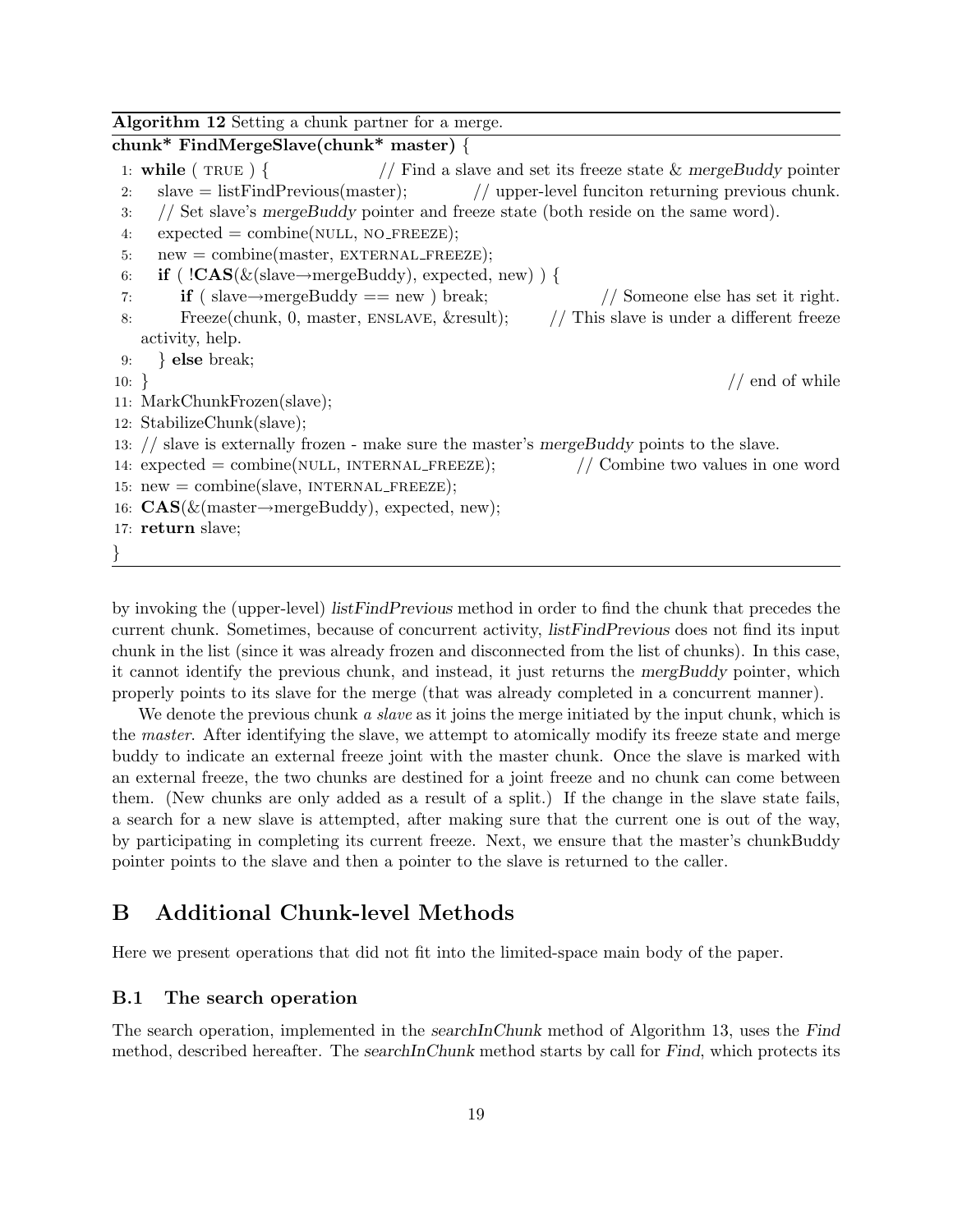**Algorithm 12** Setting a chunk partner for a merge.

```
chunk* FindMergeSlave(chunk* master) {
 1: while ( TRUE ) {                         // Find a slave and set its freeze state & mergeBuddy pointer
 2:    slave = listFindPrevious(master);          // upper-level funciton returning previous chunk.
 3:    // Set slave's mergeBuddy pointer and freeze state (both reside on the same word).
 4:    expected = combine(NULL, NO_FREEZE);
 5:    new = combine(master, EXTERNAL_FREEZE);
 6:    if ( !CAS(&(slave→mergeBuddy), expected, new) ) {
 7:       if ( slave→mergeBuddy == new ) break;              // Someone else has set it right.
 8:       Freeze(chunk, 0, master, ENSLAVE, &result);      // This slave is under a different freeze
    activity, help.
 9:    } else break;
10: }                                                                          // end of while
11: MarkChunkFrozen(slave);
12: StabilizeChunk(slave);
13: // slave is externally frozen - make sure the master's mergeBuddy points to the slave.
14: expected = combine(NULL, INTERNAL_FREEZE);              // Combine two values in one word
15: new = combine(slave, INTERNAL_FREEZE);
16: CAS(&(master→mergeBuddy), expected, new);
17: return slave;
}
```

by invoking the (upper-level) *listFindPrevious* method in order to find the chunk that precedes the current chunk. Sometimes, because of concurrent activity, *listFindPrevious* does not find its input chunk in the list (since it was already frozen and disconnected from the list of chunks). In this case, it cannot identify the previous chunk, and instead, it just returns the *mergBuddy* pointer, which properly points to its slave for the merge (that was already completed in a concurrent manner).

We denote the previous chunk *a slave* as it joins the merge initiated by the input chunk, which is the *master*. After identifying the slave, we attempt to atomically modify its freeze state and merge buddy to indicate an external freeze joint with the master chunk. Once the slave is marked with an external freeze, the two chunks are destined for a joint freeze and no chunk can come between them. (New chunks are only added as a result of a split.) If the change in the slave state fails, a search for a new slave is attempted, after making sure that the current one is out of the way, by participating in completing its current freeze. Next, we ensure that the master's chunkBuddy pointer points to the slave and then a pointer to the slave is returned to the caller.

## B Additional Chunk-level Methods

Here we present operations that did not fit into the limited-space main body of the paper.

### B.1 The search operation

The search operation, implemented in the *searchInChunk* method of Algorithm 13, uses the *Find* method, described hereafter. The *searchInChunk* method starts by call for *Find*, which protects its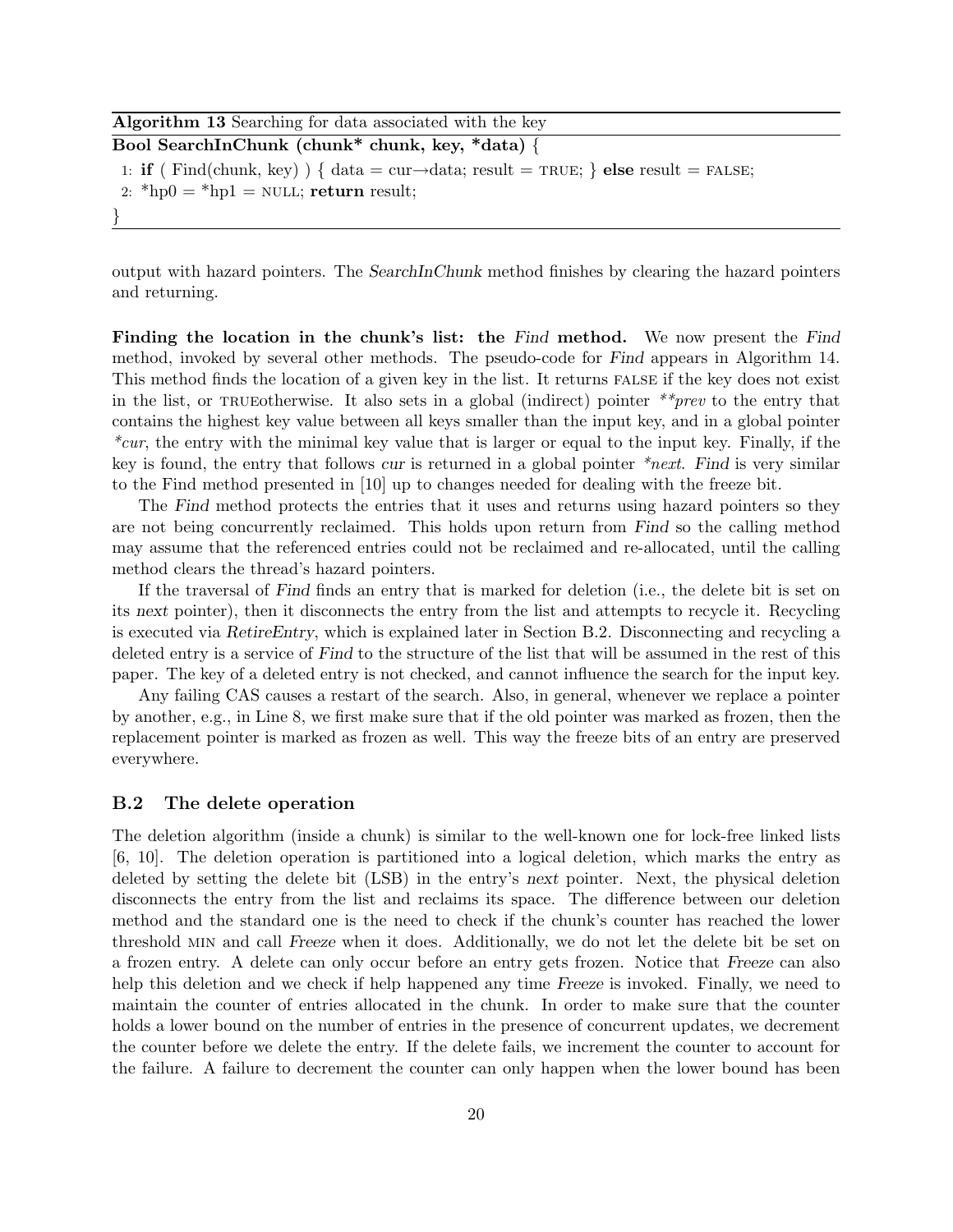**Algorithm 13** Searching for data associated with the key

```
Bool SearchInChunk (chunk* chunk, key, *data) {
 1: if ( Find(chunk, key) ) { data = cur→data; result = TRUE; } else result = FALSE;
 2: *hp0 = *hp1 = NULL; return result;
}
```

output with hazard pointers. The *SearchInChunk* method finishes by clearing the hazard pointers and returning.

**Finding the location in the chunk's list: the *Find* method.** We now present the *Find* method, invoked by several other methods. The pseudo-code for *Find* appears in Algorithm 14. This method finds the location of a given key in the list. It returns FALSE if the key does not exist in the list, or TRUEotherwise. It also sets in a global (indirect) pointer *\*\*prev* to the entry that contains the highest key value between all keys smaller than the input key, and in a global pointer *\*cur*, the entry with the minimal key value that is larger or equal to the input key. Finally, if the key is found, the entry that follows *cur* is returned in a global pointer *\*next*. *Find* is very similar to the Find method presented in [10] up to changes needed for dealing with the freeze bit.

The *Find* method protects the entries that it uses and returns using hazard pointers so they are not being concurrently reclaimed. This holds upon return from *Find* so the calling method may assume that the referenced entries could not be reclaimed and re-allocated, until the calling method clears the thread's hazard pointers.

If the traversal of *Find* finds an entry that is marked for deletion (i.e., the delete bit is set on its *next* pointer), then it disconnects the entry from the list and attempts to recycle it. Recycling is executed via *RetireEntry*, which is explained later in Section B.2. Disconnecting and recycling a deleted entry is a service of *Find* to the structure of the list that will be assumed in the rest of this paper. The key of a deleted entry is not checked, and cannot influence the search for the input key.

Any failing CAS causes a restart of the search. Also, in general, whenever we replace a pointer by another, e.g., in Line 8, we first make sure that if the old pointer was marked as frozen, then the replacement pointer is marked as frozen as well. This way the freeze bits of an entry are preserved everywhere.

### B.2 The delete operation

The deletion algorithm (inside a chunk) is similar to the well-known one for lock-free linked lists [6, 10]. The deletion operation is partitioned into a logical deletion, which marks the entry as deleted by setting the delete bit (LSB) in the entry's *next* pointer. Next, the physical deletion disconnects the entry from the list and reclaims its space. The difference between our deletion method and the standard one is the need to check if the chunk's counter has reached the lower threshold MIN and call *Freeze* when it does. Additionally, we do not let the delete bit be set on a frozen entry. A delete can only occur before an entry gets frozen. Notice that *Freeze* can also help this deletion and we check if help happened any time *Freeze* is invoked. Finally, we need to maintain the counter of entries allocated in the chunk. In order to make sure that the counter holds a lower bound on the number of entries in the presence of concurrent updates, we decrement the counter before we delete the entry. If the delete fails, we increment the counter to account for the failure. A failure to decrement the counter can only happen when the lower bound has been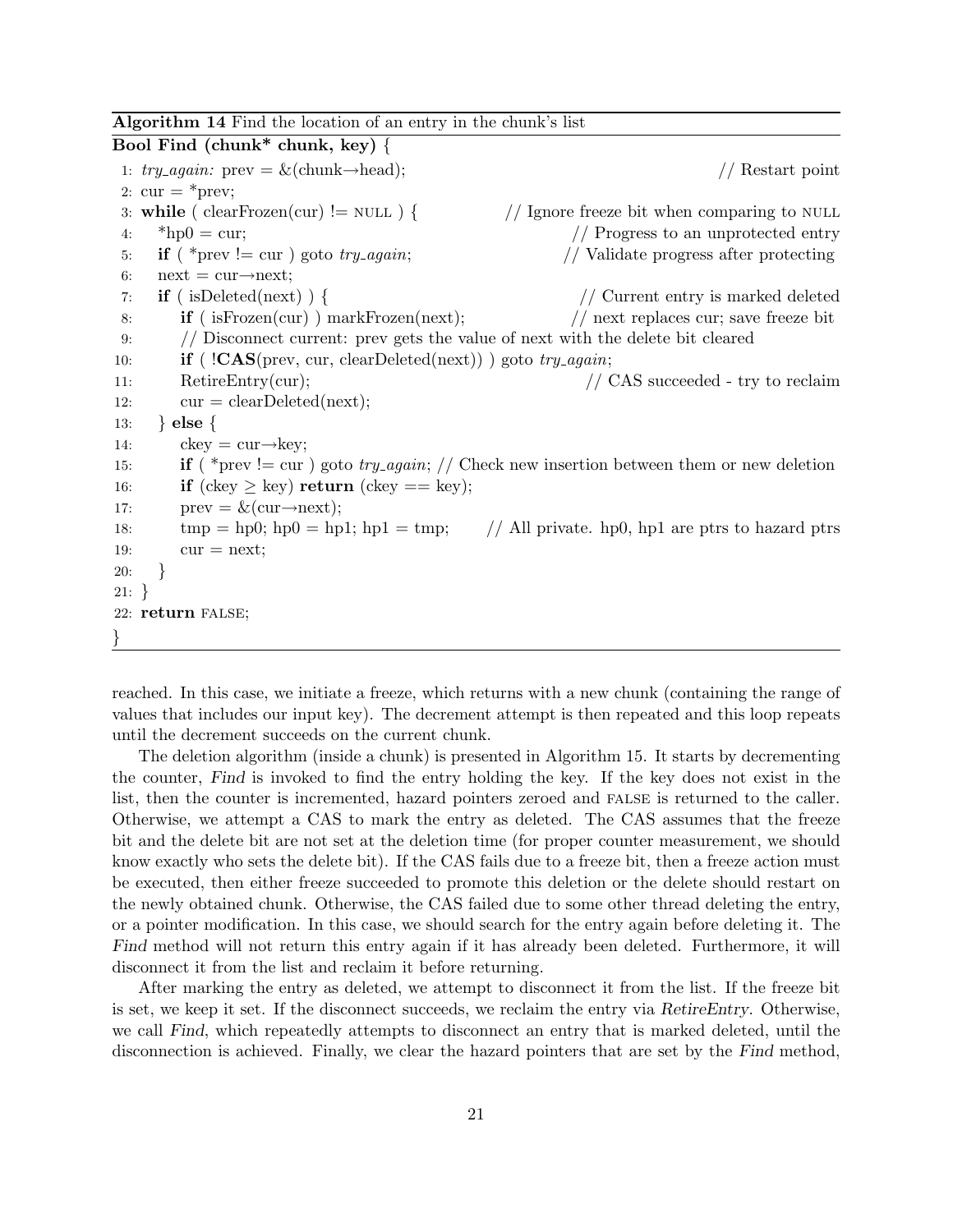**Algorithm 14** Find the location of an entry in the chunk's list

```
Bool Find (chunk* chunk, key) {
 1: try_again: prev = &(chunk→head);                                    // Restart point
 2: cur = *prev;
 3: while ( clearFrozen(cur) != NULL ) {           // Ignore freeze bit when comparing to NULL
 4:    *hp0 = cur;                                        // Progress to an unprotected entry
 5:    if ( *prev != cur ) goto try_again;             // Validate progress after protecting
 6:    next = cur→next;
 7:    if ( isDeleted(next) ) {                               // Current entry is marked deleted
 8:       if ( isFrozen(cur) ) markFrozen(next);           // next replaces cur; save freeze bit
 9:       // Disconnect current: prev gets the value of next with the delete bit cleared
10:       if ( !CAS(prev, cur, clearDeleted(next)) ) goto try_again;
11:       RetireEntry(cur);                                       // CAS succeeded - try to reclaim
12:       cur = clearDeleted(next);
13:    } else {
14:       ckey = cur→key;
15:       if ( *prev != cur ) goto try_again; // Check new insertion between them or new deletion
16:       if (ckey ≥ key) return (ckey == key);
17:       prev = &(cur→next);
18:       tmp = hp0; hp0 = hp1; hp1 = tmp;       // All private. hp0, hp1 are ptrs to hazard ptrs
19:       cur = next;
20:    }
21: }
22: return FALSE;
}
```

reached. In this case, we initiate a freeze, which returns with a new chunk (containing the range of values that includes our input key). The decrement attempt is then repeated and this loop repeats until the decrement succeeds on the current chunk.

The deletion algorithm (inside a chunk) is presented in Algorithm 15. It starts by decrementing the counter, *Find* is invoked to find the entry holding the key. If the key does not exist in the list, then the counter is incremented, hazard pointers zeroed and FALSE is returned to the caller. Otherwise, we attempt a CAS to mark the entry as deleted. The CAS assumes that the freeze bit and the delete bit are not set at the deletion time (for proper counter measurement, we should know exactly who sets the delete bit). If the CAS fails due to a freeze bit, then a freeze action must be executed, then either freeze succeeded to promote this deletion or the delete should restart on the newly obtained chunk. Otherwise, the CAS failed due to some other thread deleting the entry, or a pointer modification. In this case, we should search for the entry again before deleting it. The *Find* method will not return this entry again if it has already been deleted. Furthermore, it will disconnect it from the list and reclaim it before returning.

After marking the entry as deleted, we attempt to disconnect it from the list. If the freeze bit is set, we keep it set. If the disconnect succeeds, we reclaim the entry via *RetireEntry*. Otherwise, we call *Find*, which repeatedly attempts to disconnect an entry that is marked deleted, until the disconnection is achieved. Finally, we clear the hazard pointers that are set by the *Find* method,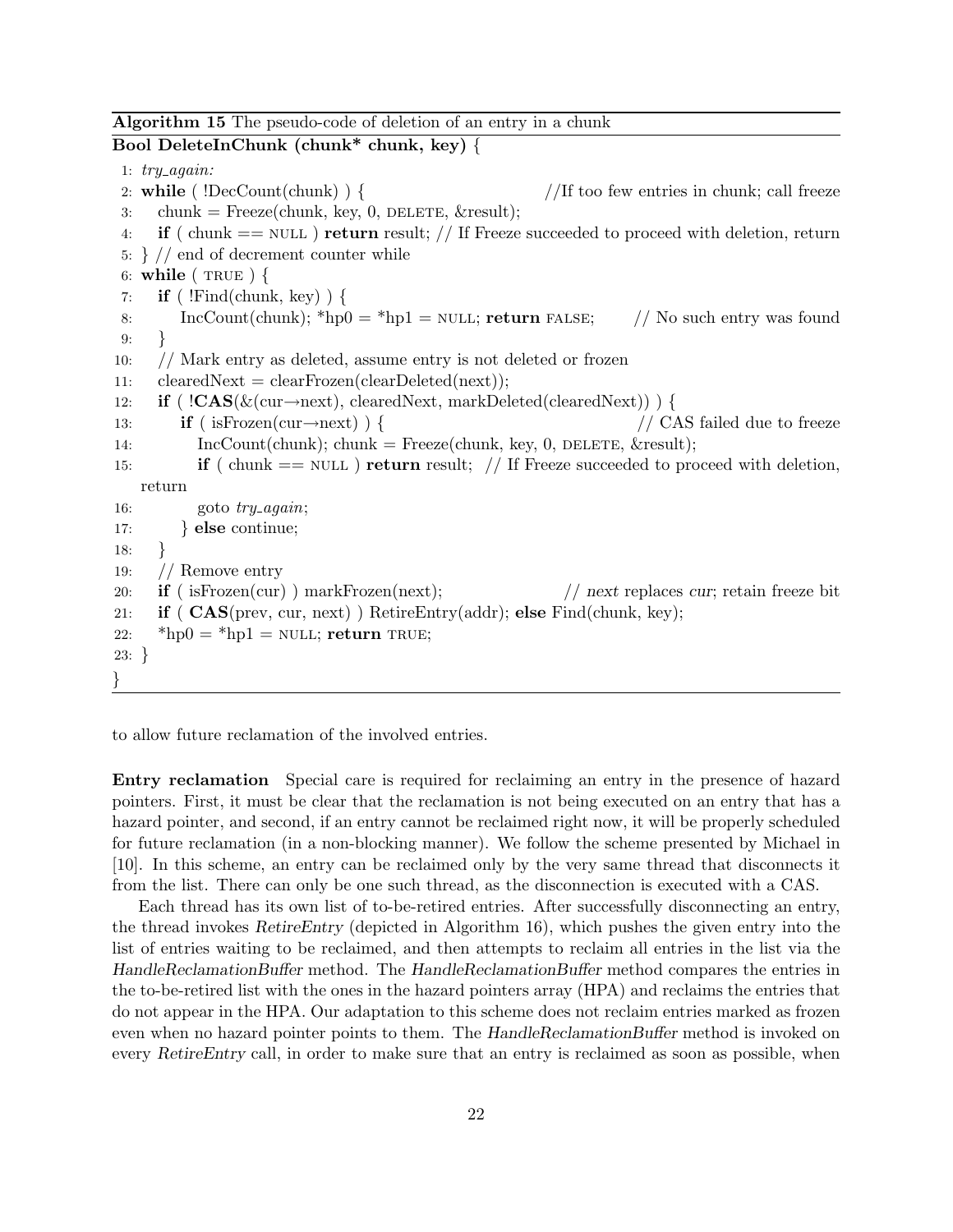**Algorithm 15** The pseudo-code of deletion of an entry in a chunk

```
Bool DeleteInChunk (chunk* chunk, key) {
 1: try_again:
 2: while ( !DecCount(chunk) ) {                          //If too few entries in chunk; call freeze
 3:    chunk = Freeze(chunk, key, 0, DELETE, &result);
 4:    if ( chunk == NULL ) return result; // If Freeze succeeded to proceed with deletion, return
 5: } // end of decrement counter while
 6: while ( TRUE ) {
 7:    if ( !Find(chunk, key) ) {
 8:       IncCount(chunk); *hp0 = *hp1 = NULL; return FALSE;       // No such entry was found
 9:    }
10:    // Mark entry as deleted, assume entry is not deleted or frozen
11:    clearedNext = clearFrozen(clearDeleted(next));
12:    if ( !CAS(&(cur→next), clearedNext, markDeleted(clearedNext)) ) {
13:       if ( isFrozen(cur→next) ) {                                // CAS failed due to freeze
14:          IncCount(chunk); chunk = Freeze(chunk, key, 0, DELETE, &result);
15:          if ( chunk == NULL ) return result;  // If Freeze succeeded to proceed with deletion,
    return
16:          goto try_again;
17:       } else continue;
18:    }
19:    // Remove entry
20:    if ( isFrozen(cur) ) markFrozen(next);               // next replaces cur; retain freeze bit
21:    if ( CAS(prev, cur, next) ) RetireEntry(addr); else Find(chunk, key);
22:    *hp0 = *hp1 = NULL; return TRUE;
23: }
}
```

to allow future reclamation of the involved entries.

**Entry reclamation** Special care is required for reclaiming an entry in the presence of hazard pointers. First, it must be clear that the reclamation is not being executed on an entry that has a hazard pointer, and second, if an entry cannot be reclaimed right now, it will be properly scheduled for future reclamation (in a non-blocking manner). We follow the scheme presented by Michael in [10]. In this scheme, an entry can be reclaimed only by the very same thread that disconnects it from the list. There can only be one such thread, as the disconnection is executed with a CAS.

Each thread has its own list of to-be-retired entries. After successfully disconnecting an entry, the thread invokes *RetireEntry* (depicted in Algorithm 16), which pushes the given entry into the list of entries waiting to be reclaimed, and then attempts to reclaim all entries in the list via the *HandleReclamationBuffer* method. The *HandleReclamationBuffer* method compares the entries in the to-be-retired list with the ones in the hazard pointers array (HPA) and reclaims the entries that do not appear in the HPA. Our adaptation to this scheme does not reclaim entries marked as frozen even when no hazard pointer points to them. The *HandleReclamationBuffer* method is invoked on every *RetireEntry* call, in order to make sure that an entry is reclaimed as soon as possible, when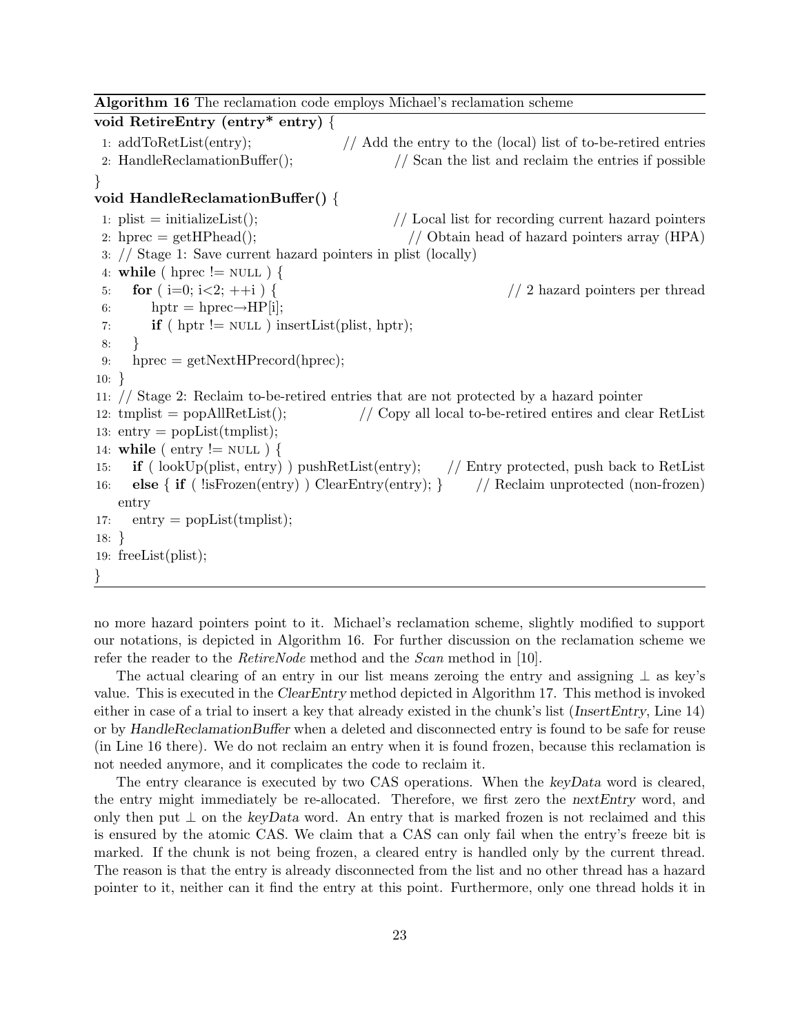**Algorithm 16** The reclamation code employs Michael's reclamation scheme

```
void RetireEntry (entry* entry) {
 1: addToRetList(entry);              // Add the entry to the (local) list of to-be-retired entries
 2: HandleReclamationBuffer();              // Scan the list and reclaim the entries if possible
}
void HandleReclamationBuffer() {
 1: plist = initializeList();                    // Local list for recording current hazard pointers
 2: hprec = getHPhead();                    // Obtain head of hazard pointers array (HPA)
 3: // Stage 1: Save current hazard pointers in plist (locally)
 4: while ( hprec != NULL ) {
 5:    for ( i=0; i<2; ++i ) {                                        // 2 hazard pointers per thread
 6:       hptr = hprec→HP[i];
 7:       if ( hptr != NULL ) insertList(plist, hptr);
 8:    }
 9:    hprec = getNextHPrecord(hprec);
10: }
11: // Stage 2: Reclaim to-be-retired entries that are not protected by a hazard pointer
12: tmplist = popAllRetList();              // Copy all local to-be-retired entires and clear RetList
13: entry = popList(tmplist);
14: while ( entry != NULL ) {
15:    if ( lookUp(plist, entry) ) pushRetList(entry);     // Entry protected, push back to RetList
16:    else { if ( !isFrozen(entry) ) ClearEntry(entry); }       // Reclaim unprotected (non-frozen)
    entry
17:    entry = popList(tmplist);
18: }
19: freeList(plist);
}
```

no more hazard pointers point to it. Michael's reclamation scheme, slightly modified to support our notations, is depicted in Algorithm 16. For further discussion on the reclamation scheme we refer the reader to the *RetireNode* method and the *Scan* method in [10].

The actual clearing of an entry in our list means zeroing the entry and assigning $\perp$ as key's value. This is executed in the *ClearEntry* method depicted in Algorithm 17. This method is invoked either in case of a trial to insert a key that already existed in the chunk's list (*InsertEntry*, Line 14) or by *HandleReclamationBuffer* when a deleted and disconnected entry is found to be safe for reuse (in Line 16 there). We do not reclaim an entry when it is found frozen, because this reclamation is not needed anymore, and it complicates the code to reclaim it.

The entry clearance is executed by two CAS operations. When the *keyData* word is cleared, the entry might immediately be re-allocated. Therefore, we first zero the *nextEntry* word, and only then put $\perp$ on the *keyData* word. An entry that is marked frozen is not reclaimed and this is ensured by the atomic CAS. We claim that a CAS can only fail when the entry's freeze bit is marked. If the chunk is not being frozen, a cleared entry is handled only by the current thread. The reason is that the entry is already disconnected from the list and no other thread has a hazard pointer to it, neither can it find the entry at this point. Furthermore, only one thread holds it in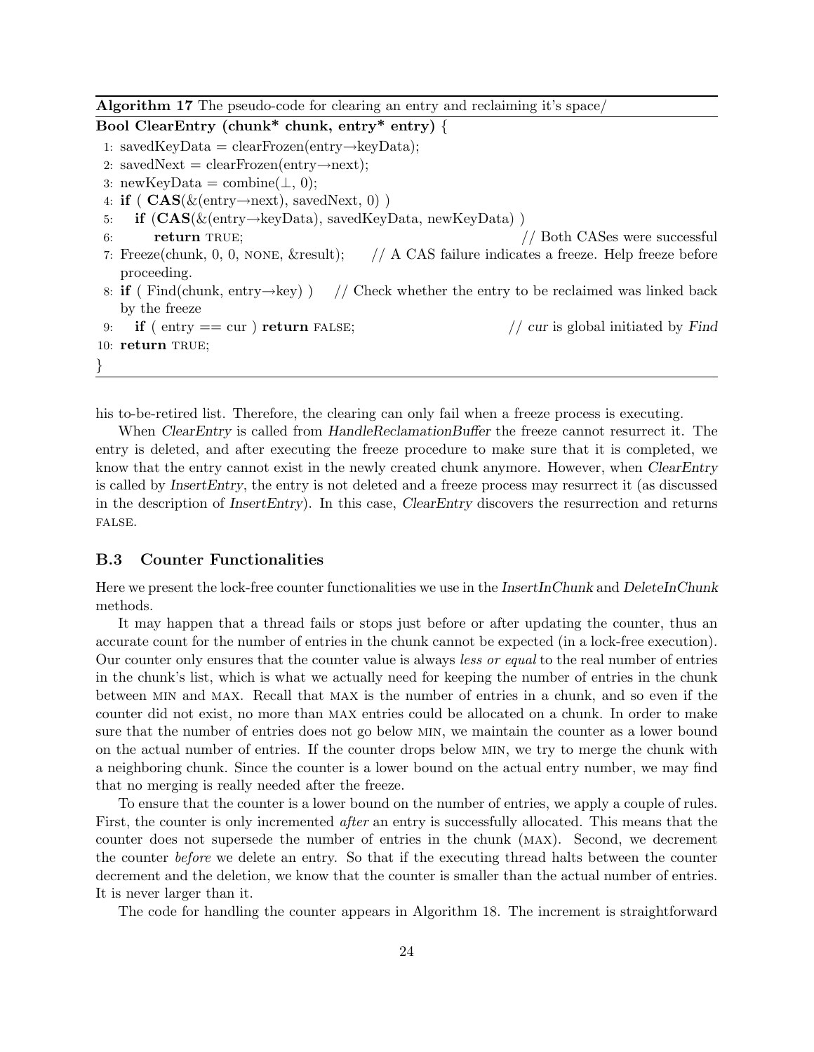**Algorithm 17** The pseudo-code for clearing an entry and reclaiming it's space/

```
Bool ClearEntry (chunk* chunk, entry* entry) {
 1: savedKeyData = clearFrozen(entry→keyData);
 2: savedNext = clearFrozen(entry→next);
 3: newKeyData = combine(⊥, 0);
 4: if ( CAS(&(entry→next), savedNext, 0) )
 5:    if (CAS(&(entry→keyData), savedKeyData, newKeyData) )
 6:       return TRUE;                                          // Both CASes were successful
 7: Freeze(chunk, 0, 0, NONE, &result);     // A CAS failure indicates a freeze. Help freeze before
    proceeding.
 8: if ( Find(chunk, entry→key) )    // Check whether the entry to be reclaimed was linked back
    by the freeze
 9:    if ( entry == cur ) return FALSE;                        // cur is global initiated by Find
10: return TRUE;
}
```

his to-be-retired list. Therefore, the clearing can only fail when a freeze process is executing.

When *ClearEntry* is called from *HandleReclamationBuffer* the freeze cannot resurrect it. The entry is deleted, and after executing the freeze procedure to make sure that it is completed, we know that the entry cannot exist in the newly created chunk anymore. However, when *ClearEntry* is called by *InsertEntry*, the entry is not deleted and a freeze process may resurrect it (as discussed in the description of *InsertEntry*). In this case, *ClearEntry* discovers the resurrection and returns FALSE.

### B.3 Counter Functionalities

Here we present the lock-free counter functionalities we use in the *InsertInChunk* and *DeleteInChunk* methods.

It may happen that a thread fails or stops just before or after updating the counter, thus an accurate count for the number of entries in the chunk cannot be expected (in a lock-free execution). Our counter only ensures that the counter value is always *less or equal* to the real number of entries in the chunk's list, which is what we actually need for keeping the number of entries in the chunk between MIN and MAX. Recall that MAX is the number of entries in a chunk, and so even if the counter did not exist, no more than MAX entries could be allocated on a chunk. In order to make sure that the number of entries does not go below MIN, we maintain the counter as a lower bound on the actual number of entries. If the counter drops below MIN, we try to merge the chunk with a neighboring chunk. Since the counter is a lower bound on the actual entry number, we may find that no merging is really needed after the freeze.

To ensure that the counter is a lower bound on the number of entries, we apply a couple of rules. First, the counter is only incremented *after* an entry is successfully allocated. This means that the counter does not supersede the number of entries in the chunk (MAX). Second, we decrement the counter *before* we delete an entry. So that if the executing thread halts between the counter decrement and the deletion, we know that the counter is smaller than the actual number of entries. It is never larger than it.

The code for handling the counter appears in Algorithm 18. The increment is straightforward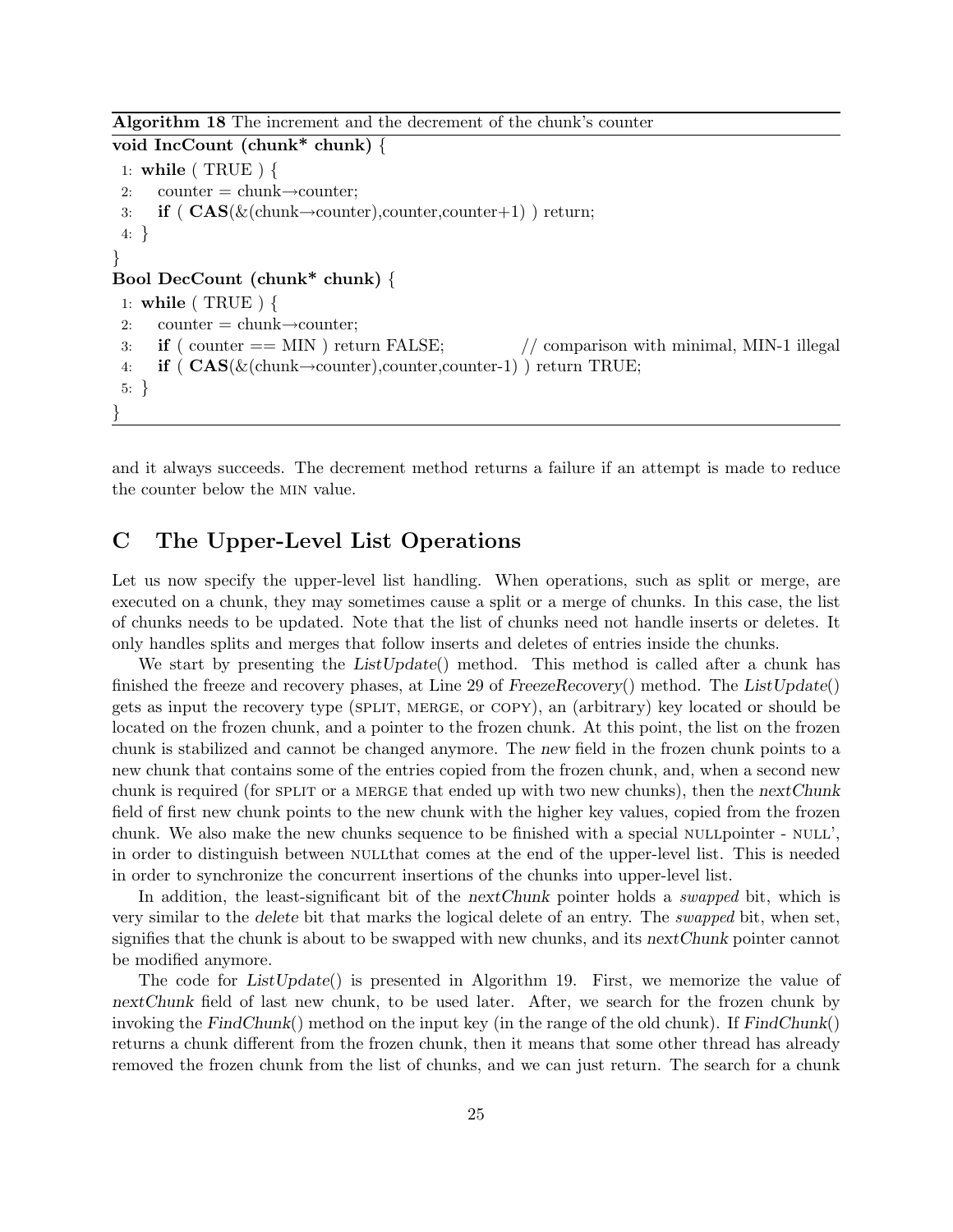**Algorithm 18** The increment and the decrement of the chunk's counter

```
void IncCount (chunk* chunk) {
 1: while ( TRUE ) {
 2:    counter = chunk→counter;
 3:    if ( CAS(&(chunk→counter),counter,counter+1) ) return;
 4: }
}
Bool DecCount (chunk* chunk) {
 1: while ( TRUE ) {
 2:    counter = chunk→counter;
 3:    if ( counter == MIN ) return FALSE;          // comparison with minimal, MIN-1 illegal
 4:    if ( CAS(&(chunk→counter),counter,counter-1) ) return TRUE;
 5: }
}
```

and it always succeeds. The decrement method returns a failure if an attempt is made to reduce the counter below the MIN value.

## C The Upper-Level List Operations

Let us now specify the upper-level list handling. When operations, such as split or merge, are executed on a chunk, they may sometimes cause a split or a merge of chunks. In this case, the list of chunks needs to be updated. Note that the list of chunks need not handle inserts or deletes. It only handles splits and merges that follow inserts and deletes of entries inside the chunks.

We start by presenting the *ListUpdate*() method. This method is called after a chunk has finished the freeze and recovery phases, at Line 29 of *FreezeRecovery*() method. The *ListUpdate*() gets as input the recovery type (SPLIT, MERGE, or COPY), an (arbitrary) key located or should be located on the frozen chunk, and a pointer to the frozen chunk. At this point, the list on the frozen chunk is stabilized and cannot be changed anymore. The *new* field in the frozen chunk points to a new chunk that contains some of the entries copied from the frozen chunk, and, when a second new chunk is required (for SPLIT or a MERGE that ended up with two new chunks), then the *nextChunk* field of first new chunk points to the new chunk with the higher key values, copied from the frozen chunk. We also make the new chunks sequence to be finished with a special NULLpointer - NULL', in order to distinguish between NULLthat comes at the end of the upper-level list. This is needed in order to synchronize the concurrent insertions of the chunks into upper-level list.

In addition, the least-significant bit of the *nextChunk* pointer holds a *swapped* bit, which is very similar to the *delete* bit that marks the logical delete of an entry. The *swapped* bit, when set, signifies that the chunk is about to be swapped with new chunks, and its *nextChunk* pointer cannot be modified anymore.

The code for *ListUpdate*() is presented in Algorithm 19. First, we memorize the value of *nextChunk* field of last new chunk, to be used later. After, we search for the frozen chunk by invoking the *FindChunk*() method on the input key (in the range of the old chunk). If *FindChunk*() returns a chunk different from the frozen chunk, then it means that some other thread has already removed the frozen chunk from the list of chunks, and we can just return. The search for a chunk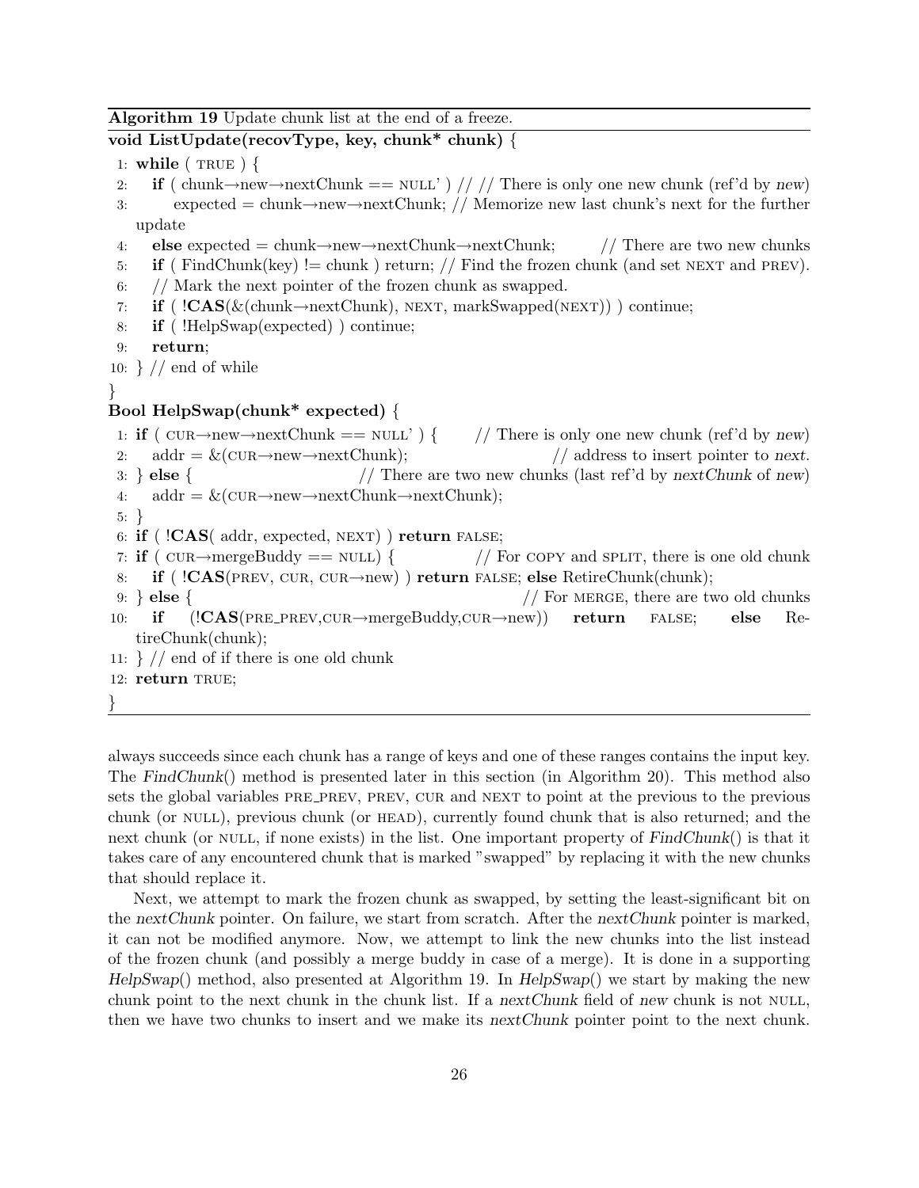**Algorithm 19** Update chunk list at the end of a freeze.

```
void ListUpdate(recovType, key, chunk* chunk) {
 1: while ( TRUE ) {
 2:    if ( chunk→new→nextChunk == NULL' ) // // There is only one new chunk (ref'd by new)
 3:        expected = chunk→new→nextChunk; // Memorize new last chunk's next for the further
       update
 4:    else expected = chunk→new→nextChunk→nextChunk;        // There are two new chunks
 5:    if ( FindChunk(key) != chunk ) return; // Find the frozen chunk (and set NEXT and PREV).
 6:    // Mark the next pointer of the frozen chunk as swapped.
 7:    if ( !CAS(&(chunk→nextChunk), NEXT, markSwapped(NEXT)) ) continue;
 8:    if ( !HelpSwap(expected) ) continue;
 9:    return;
10: } // end of while
}
Bool HelpSwap(chunk* expected) {
 1: if ( CUR→new→nextChunk == NULL' ) {       // There is only one new chunk (ref'd by new)
 2:    addr = &(CUR→new→nextChunk);                          // address to insert pointer to next.
 3: } else {                       // There are two new chunks (last ref'd by nextChunk of new)
 4:    addr = &(CUR→new→nextChunk→nextChunk);
 5: }
 6: if ( !CAS( addr, expected, NEXT) ) return FALSE;
 7: if ( CUR→mergeBuddy == NULL) {              // For COPY and SPLIT, there is one old chunk
 8:    if ( !CAS(PREV, CUR, CUR→new) ) return FALSE; else RetireChunk(chunk);
 9: } else {                                              // For MERGE, there are two old chunks
10:    if (!CAS(PRE_PREV,CUR→mergeBuddy,CUR→new)) return FALSE; else Re-
       tireChunk(chunk);
11: } // end of if there is one old chunk
12: return TRUE;
}
```

always succeeds since each chunk has a range of keys and one of these ranges contains the input key. The *FindChunk*() method is presented later in this section (in Algorithm 20). This method also sets the global variables PRE_PREV, PREV, CUR and NEXT to point at the previous to the previous chunk (or NULL), previous chunk (or HEAD), currently found chunk that is also returned; and the next chunk (or NULL, if none exists) in the list. One important property of *FindChunk*() is that it takes care of any encountered chunk that is marked "swapped" by replacing it with the new chunks that should replace it.

Next, we attempt to mark the frozen chunk as swapped, by setting the least-significant bit on the *nextChunk* pointer. On failure, we start from scratch. After the *nextChunk* pointer is marked, it can not be modified anymore. Now, we attempt to link the new chunks into the list instead of the frozen chunk (and possibly a merge buddy in case of a merge). It is done in a supporting *HelpSwap*() method, also presented at Algorithm 19. In *HelpSwap*() we start by making the new chunk point to the next chunk in the chunk list. If a *nextChunk* field of *new* chunk is not NULL, then we have two chunks to insert and we make its *nextChunk* pointer point to the next chunk.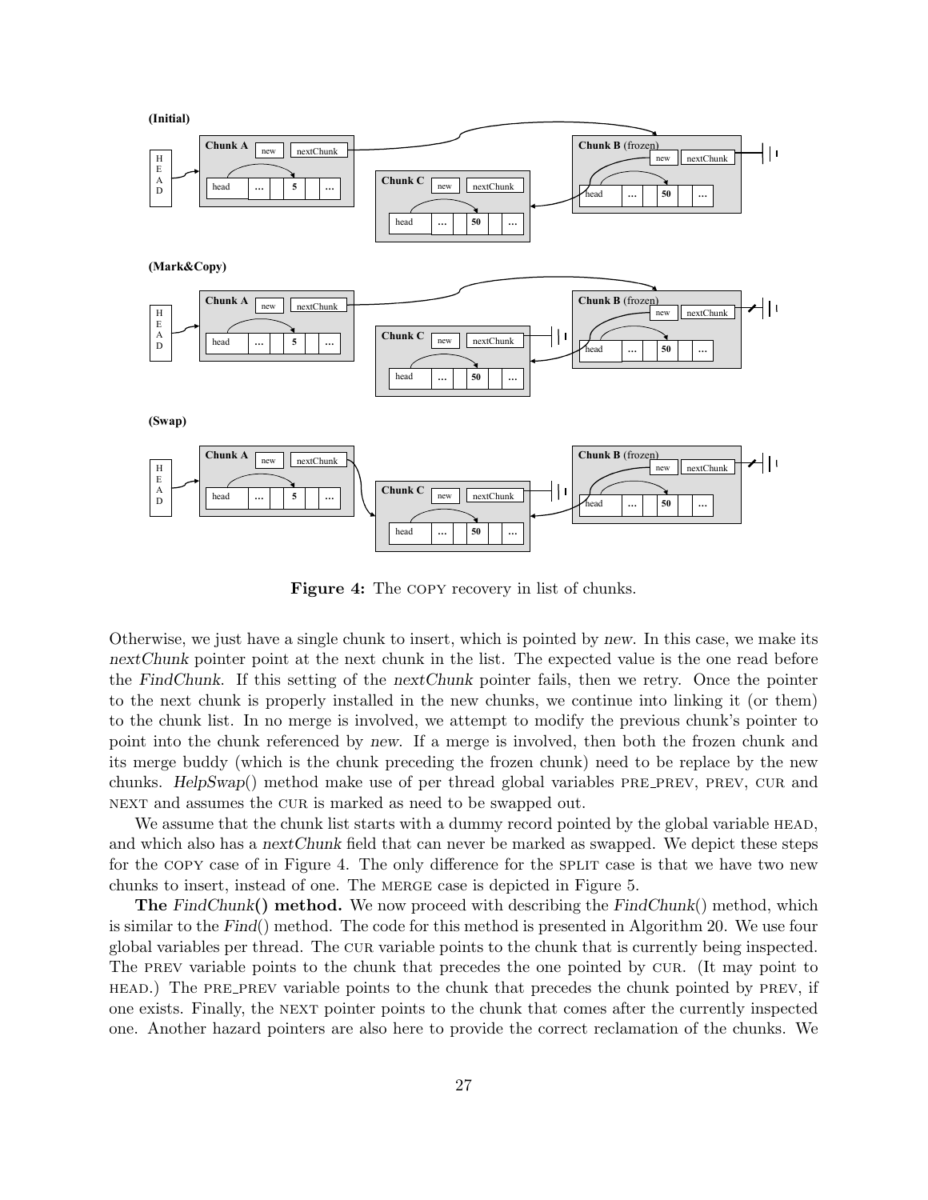Figure 4: The COPY recovery in list of chunks.

Otherwise, we just have a single chunk to insert, which is pointed by *new*. In this case, we make its *nextChunk* pointer point at the next chunk in the list. The expected value is the one read before the *FindChunk*. If this setting of the *nextChunk* pointer fails, then we retry. Once the pointer to the next chunk is properly installed in the new chunks, we continue into linking it (or them) to the chunk list. In no merge is involved, we attempt to modify the previous chunk's pointer to point into the chunk referenced by *new*. If a merge is involved, then both the frozen chunk and its merge buddy (which is the chunk preceding the frozen chunk) need to be replace by the new chunks. *HelpSwap*() method make use of per thread global variables PRE_PREV, PREV, CUR and NEXT and assumes the CUR is marked as need to be swapped out.

We assume that the chunk list starts with a dummy record pointed by the global variable HEAD, and which also has a *nextChunk* field that can never be marked as swapped. We depict these steps for the COPY case of in Figure 4. The only difference for the SPLIT case is that we have two new chunks to insert, instead of one. The MERGE case is depicted in Figure 5.

**The *FindChunk*() method.** We now proceed with describing the *FindChunk*() method, which is similar to the *Find*() method. The code for this method is presented in Algorithm 20. We use four global variables per thread. The CUR variable points to the chunk that is currently being inspected. The PREV variable points to the chunk that precedes the one pointed by CUR. (It may point to HEAD.) The PRE_PREV variable points to the chunk that precedes the chunk pointed by PREV, if one exists. Finally, the NEXT pointer points to the chunk that comes after the currently inspected one. Another hazard pointers are also here to provide the correct reclamation of the chunks. We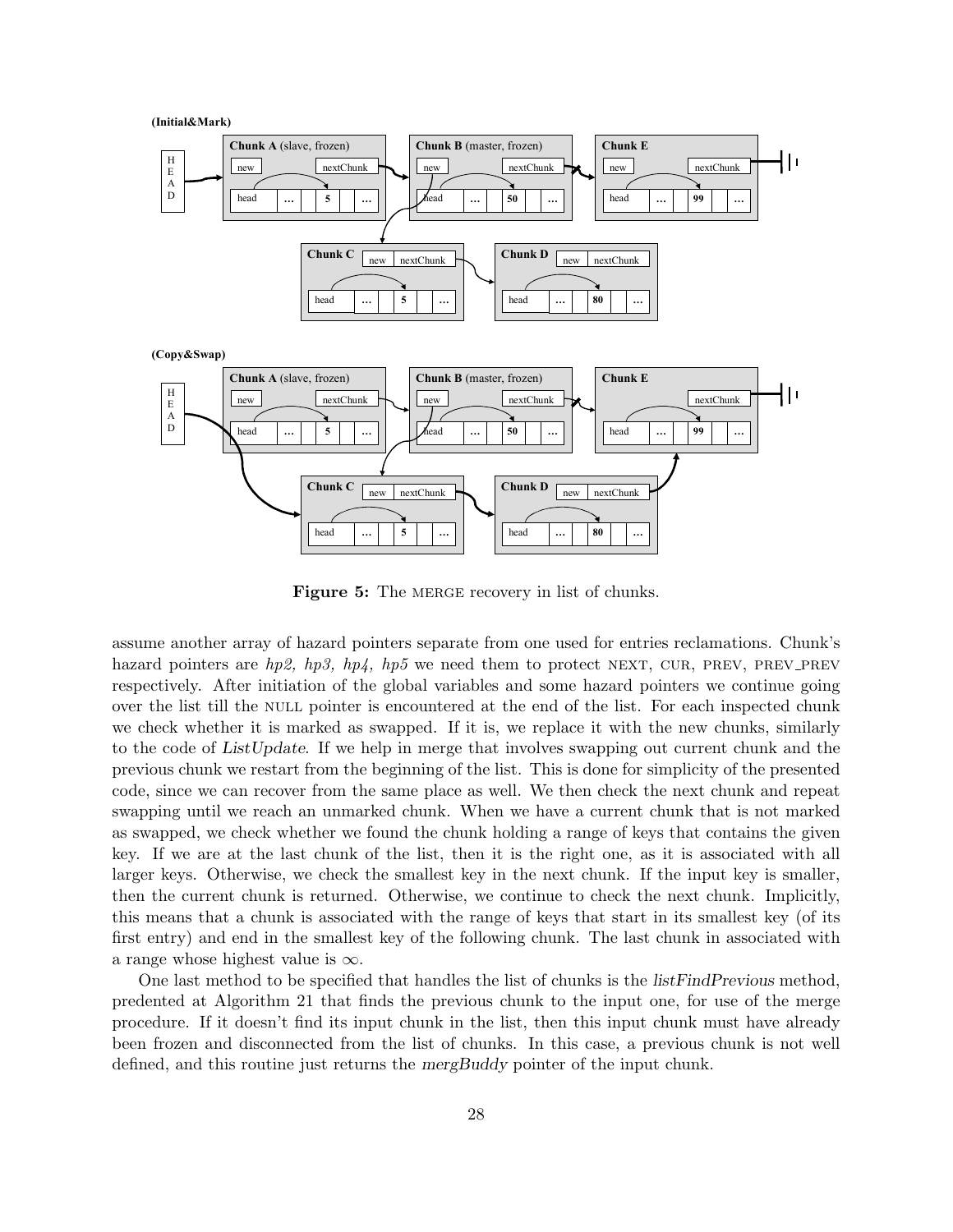**Figure 5:** The MERGE recovery in list of chunks.

assume another array of hazard pointers separate from one used for entries reclamations. Chunk's hazard pointers are *hp2, hp3, hp4, hp5* we need them to protect NEXT, CUR, PREV, PREV_PREV respectively. After initiation of the global variables and some hazard pointers we continue going over the list till the NULL pointer is encountered at the end of the list. For each inspected chunk we check whether it is marked as swapped. If it is, we replace it with the new chunks, similarly to the code of *ListUpdate*. If we help in merge that involves swapping out current chunk and the previous chunk we restart from the beginning of the list. This is done for simplicity of the presented code, since we can recover from the same place as well. We then check the next chunk and repeat swapping until we reach an unmarked chunk. When we have a current chunk that is not marked as swapped, we check whether we found the chunk holding a range of keys that contains the given key. If we are at the last chunk of the list, then it is the right one, as it is associated with all larger keys. Otherwise, we check the smallest key in the next chunk. If the input key is smaller, then the current chunk is returned. Otherwise, we continue to check the next chunk. Implicitly, this means that a chunk is associated with the range of keys that start in its smallest key (of its first entry) and end in the smallest key of the following chunk. The last chunk in associated with a range whose highest value is $\infty$.

One last method to be specified that handles the list of chunks is the *listFindPrevious* method, predented at Algorithm 21 that finds the previous chunk to the input one, for use of the merge procedure. If it doesn't find its input chunk in the list, then this input chunk must have already been frozen and disconnected from the list of chunks. In this case, a previous chunk is not well defined, and this routine just returns the *mergBuddy* pointer of the input chunk.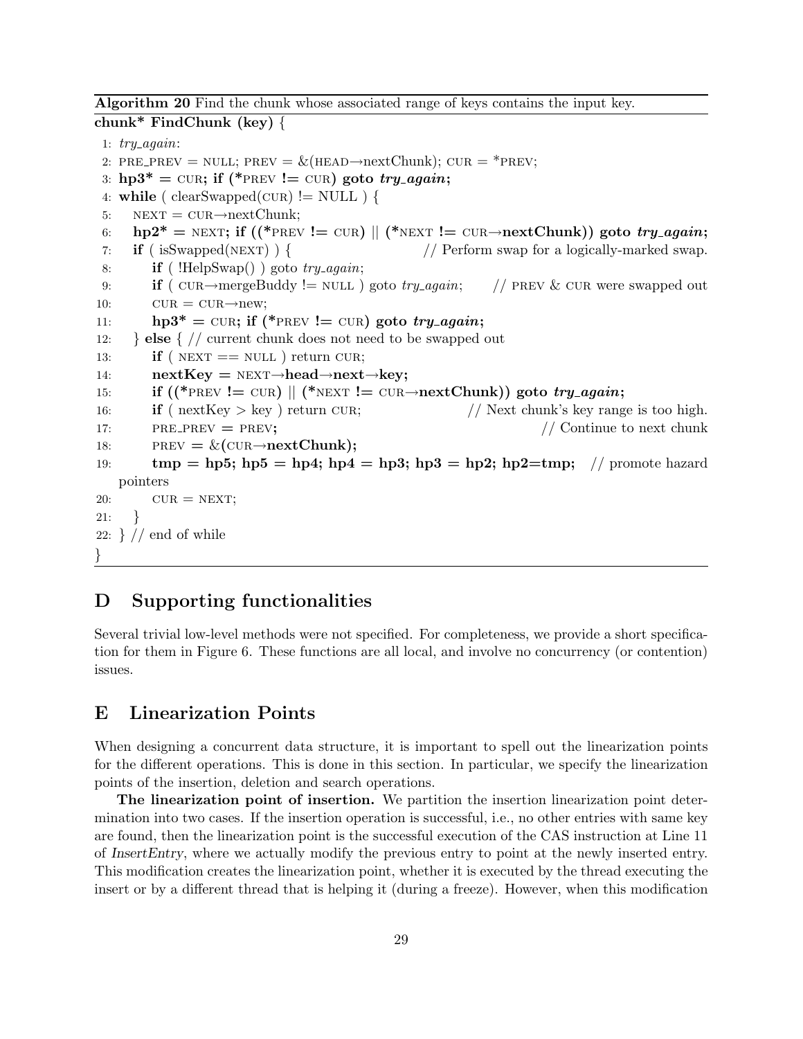**Algorithm 20** Find the chunk whose associated range of keys contains the input key.

```
chunk* FindChunk (key) {
 1: try_again:
 2: PRE_PREV = NULL; PREV = &(HEAD→nextChunk); CUR = *PREV;
 3: hp3* = CUR; if (*PREV != CUR) goto try_again;
 4: while ( clearSwapped(CUR) != NULL ) {
 5:   NEXT = CUR→nextChunk;
 6:   hp2* = NEXT; if ((*PREV != CUR) || (*NEXT != CUR→nextChunk)) goto try_again;
 7:   if ( isSwapped(NEXT) ) {                  // Perform swap for a logically-marked swap.
 8:      if ( !HelpSwap() ) goto try_again;
 9:      if ( CUR→mergeBuddy != NULL ) goto try_again;     // PREV & CUR were swapped out
10:      CUR = CUR→new;
11:      hp3* = CUR; if (*PREV != CUR) goto try_again;
12:   } else { // current chunk does not need to be swapped out
13:      if ( NEXT == NULL ) return CUR;
14:      nextKey = NEXT→head→next→key;
15:      if ((*PREV != CUR) || (*NEXT != CUR→nextChunk)) goto try_again;
16:      if ( nextKey > key ) return CUR;               // Next chunk's key range is too high.
17:      PRE_PREV = PREV;                                // Continue to next chunk
18:      PREV = &(CUR→nextChunk);
19:      tmp = hp5; hp5 = hp4; hp4 = hp3; hp3 = hp2; hp2=tmp;   // promote hazard pointers
20:      CUR = NEXT;
21:   }
22: } // end of while
}
```

## D Supporting functionalities

Several trivial low-level methods were not specified. For completeness, we provide a short specification for them in Figure 6. These functions are all local, and involve no concurrency (or contention) issues.

## E Linearization Points

When designing a concurrent data structure, it is important to spell out the linearization points for the different operations. This is done in this section. In particular, we specify the linearization points of the insertion, deletion and search operations.

**The linearization point of insertion.** We partition the insertion linearization point determination into two cases. If the insertion operation is successful, i.e., no other entries with same key are found, then the linearization point is the successful execution of the CAS instruction at Line 11 of *InsertEntry*, where we actually modify the previous entry to point at the newly inserted entry. This modification creates the linearization point, whether it is executed by the thread executing the insert or by a different thread that is helping it (during a freeze). However, when this modification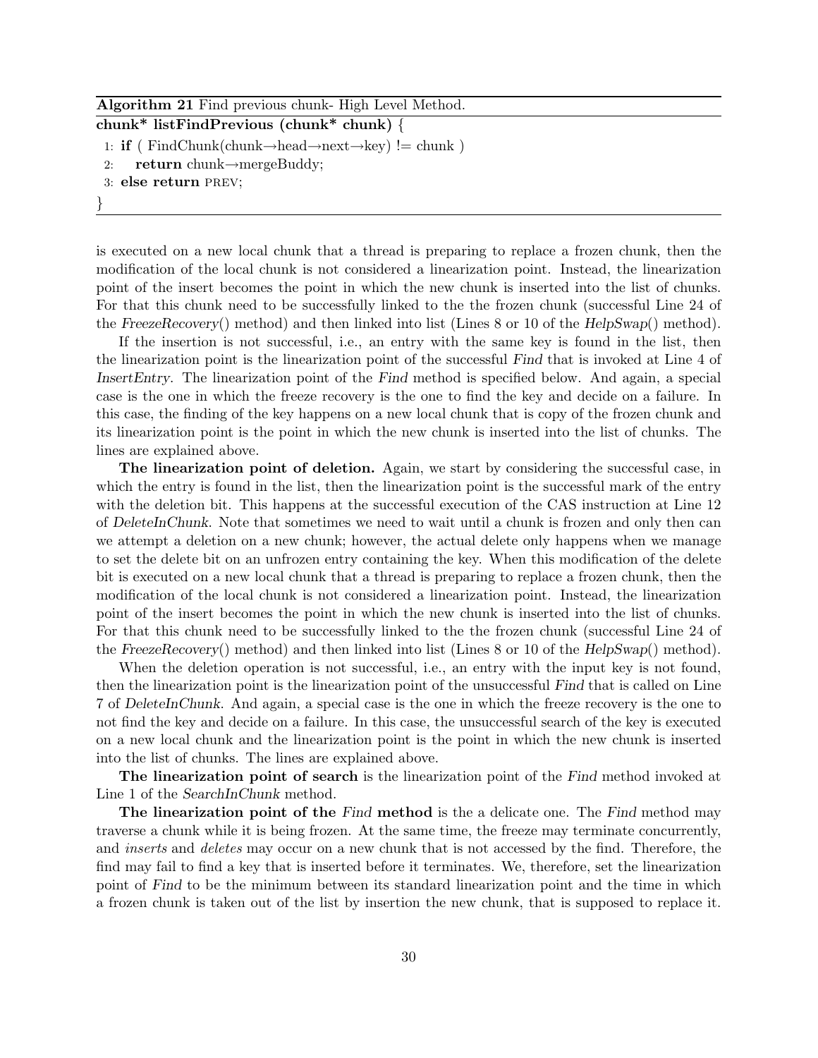**Algorithm 21** Find previous chunk- High Level Method.

```
chunk* listFindPrevious (chunk* chunk) {
1: if ( FindChunk(chunk→head→next→key) != chunk )
2:     return chunk→mergeBuddy;
3: else return PREV;
}
```

is executed on a new local chunk that a thread is preparing to replace a frozen chunk, then the modification of the local chunk is not considered a linearization point. Instead, the linearization point of the insert becomes the point in which the new chunk is inserted into the list of chunks. For that this chunk need to be successfully linked to the the frozen chunk (successful Line 24 of the *FreezeRecovery*() method) and then linked into list (Lines 8 or 10 of the *HelpSwap*() method).

If the insertion is not successful, i.e., an entry with the same key is found in the list, then the linearization point is the linearization point of the successful *Find* that is invoked at Line 4 of *InsertEntry*. The linearization point of the *Find* method is specified below. And again, a special case is the one in which the freeze recovery is the one to find the key and decide on a failure. In this case, the finding of the key happens on a new local chunk that is copy of the frozen chunk and its linearization point is the point in which the new chunk is inserted into the list of chunks. The lines are explained above.

**The linearization point of deletion.** Again, we start by considering the successful case, in which the entry is found in the list, then the linearization point is the successful mark of the entry with the deletion bit. This happens at the successful execution of the CAS instruction at Line 12 of *DeleteInChunk*. Note that sometimes we need to wait until a chunk is frozen and only then can we attempt a deletion on a new chunk; however, the actual delete only happens when we manage to set the delete bit on an unfrozen entry containing the key. When this modification of the delete bit is executed on a new local chunk that a thread is preparing to replace a frozen chunk, then the modification of the local chunk is not considered a linearization point. Instead, the linearization point of the insert becomes the point in which the new chunk is inserted into the list of chunks. For that this chunk need to be successfully linked to the the frozen chunk (successful Line 24 of the *FreezeRecovery*() method) and then linked into list (Lines 8 or 10 of the *HelpSwap*() method).

When the deletion operation is not successful, i.e., an entry with the input key is not found, then the linearization point is the linearization point of the unsuccessful *Find* that is called on Line 7 of *DeleteInChunk*. And again, a special case is the one in which the freeze recovery is the one to not find the key and decide on a failure. In this case, the unsuccessful search of the key is executed on a new local chunk and the linearization point is the point in which the new chunk is inserted into the list of chunks. The lines are explained above.

**The linearization point of search** is the linearization point of the *Find* method invoked at Line 1 of the *SearchInChunk* method.

**The linearization point of the *Find* method** is the a delicate one. The *Find* method may traverse a chunk while it is being frozen. At the same time, the freeze may terminate concurrently, and *inserts* and *deletes* may occur on a new chunk that is not accessed by the find. Therefore, the find may fail to find a key that is inserted before it terminates. We, therefore, set the linearization point of *Find* to be the minimum between its standard linearization point and the time in which a frozen chunk is taken out of the list by insertion the new chunk, that is supposed to replace it.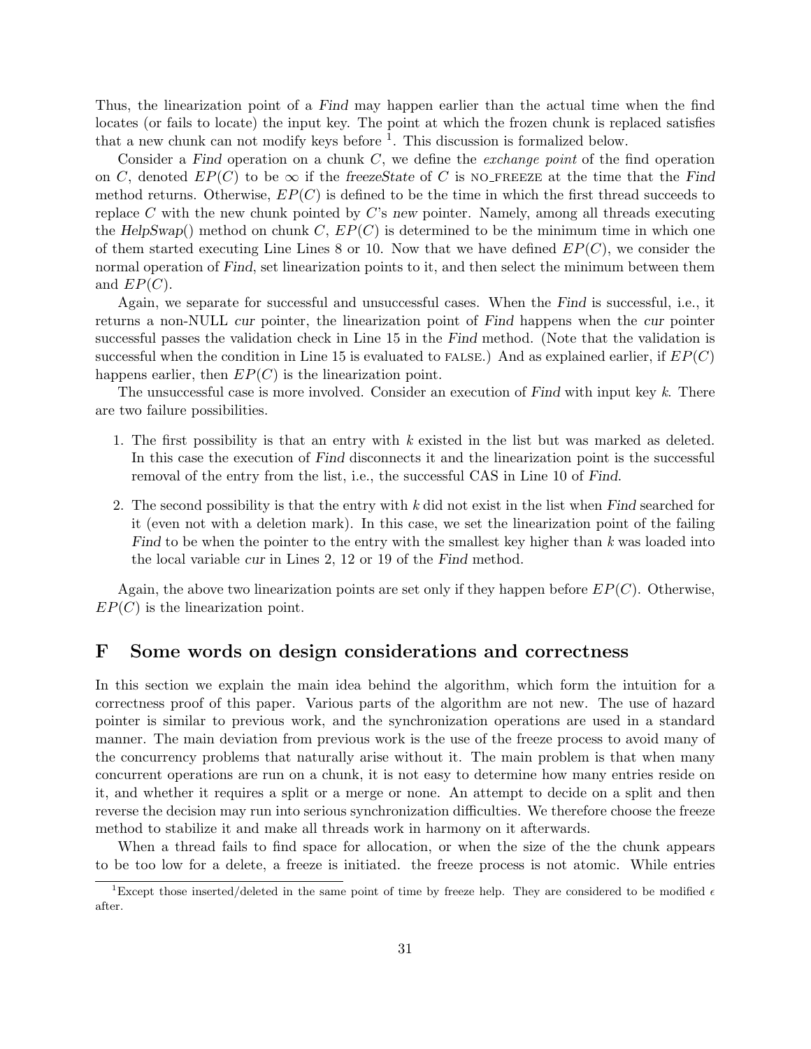Thus, the linearization point of a *Find* may happen earlier than the actual time when the find locates (or fails to locate) the input key. The point at which the frozen chunk is replaced satisfies that a new chunk can not modify keys before [1]. This discussion is formalized below.

Consider a *Find* operation on a chunk $C$, we define the *exchange point* of the find operation on $C$, denoted $EP(C)$ to be $\infty$ if the *freezeState* of $C$ is NO_FREEZE at the time that the *Find* method returns. Otherwise, $EP(C)$ is defined to be the time in which the first thread succeeds to replace $C$ with the new chunk pointed by $C$'s *new* pointer. Namely, among all threads executing the *HelpSwap*() method on chunk $C$, $EP(C)$ is determined to be the minimum time in which one of them started executing Line Lines 8 or 10. Now that we have defined $EP(C)$, we consider the normal operation of *Find*, set linearization points to it, and then select the minimum between them and $EP(C)$.

Again, we separate for successful and unsuccessful cases. When the *Find* is successful, i.e., it returns a non-NULL *cur* pointer, the linearization point of *Find* happens when the *cur* pointer successful passes the validation check in Line 15 in the *Find* method. (Note that the validation is successful when the condition in Line 15 is evaluated to FALSE.) And as explained earlier, if $EP(C)$ happens earlier, then $EP(C)$ is the linearization point.

The unsuccessful case is more involved. Consider an execution of *Find* with input key $k$. There are two failure possibilities.

1. The first possibility is that an entry with $k$ existed in the list but was marked as deleted. In this case the execution of *Find* disconnects it and the linearization point is the successful removal of the entry from the list, i.e., the successful CAS in Line 10 of *Find*.
2. The second possibility is that the entry with $k$ did not exist in the list when *Find* searched for it (even not with a deletion mark). In this case, we set the linearization point of the failing *Find* to be when the pointer to the entry with the smallest key higher than $k$ was loaded into the local variable *cur* in Lines 2, 12 or 19 of the *Find* method.

Again, the above two linearization points are set only if they happen before $EP(C)$. Otherwise, $EP(C)$ is the linearization point.

# F Some words on design considerations and correctness

In this section we explain the main idea behind the algorithm, which form the intuition for a correctness proof of this paper. Various parts of the algorithm are not new. The use of hazard pointer is similar to previous work, and the synchronization operations are used in a standard manner. The main deviation from previous work is the use of the freeze process to avoid many of the concurrency problems that naturally arise without it. The main problem is that when many concurrent operations are run on a chunk, it is not easy to determine how many entries reside on it, and whether it requires a split or a merge or none. An attempt to decide on a split and then reverse the decision may run into serious synchronization difficulties. We therefore choose the freeze method to stabilize it and make all threads work in harmony on it afterwards.

When a thread fails to find space for allocation, or when the size of the the chunk appears to be too low for a delete, a freeze is initiated. the freeze process is not atomic. While entries

[1] Except those inserted/deleted in the same point of time by freeze help. They are considered to be modified $\epsilon$ after.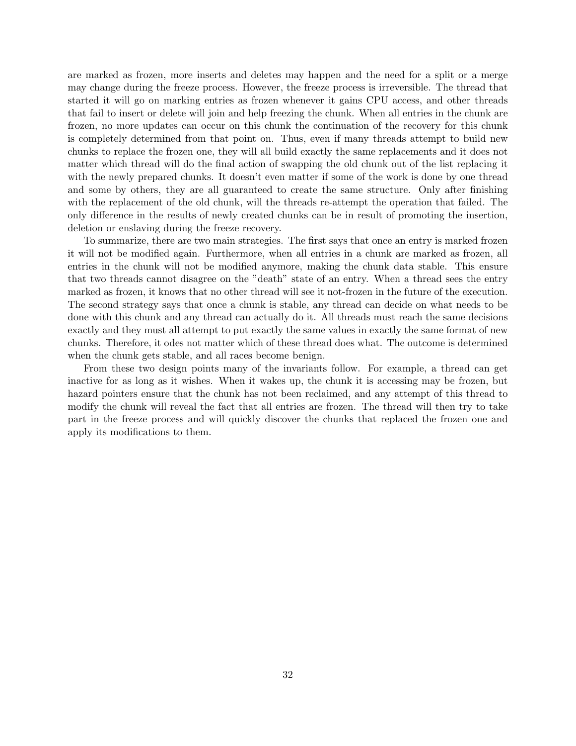are marked as frozen, more inserts and deletes may happen and the need for a split or a merge may change during the freeze process. However, the freeze process is irreversible. The thread that started it will go on marking entries as frozen whenever it gains CPU access, and other threads that fail to insert or delete will join and help freezing the chunk. When all entries in the chunk are frozen, no more updates can occur on this chunk the continuation of the recovery for this chunk is completely determined from that point on. Thus, even if many threads attempt to build new chunks to replace the frozen one, they will all build exactly the same replacements and it does not matter which thread will do the final action of swapping the old chunk out of the list replacing it with the newly prepared chunks. It doesn't even matter if some of the work is done by one thread and some by others, they are all guaranteed to create the same structure. Only after finishing with the replacement of the old chunk, will the threads re-attempt the operation that failed. The only difference in the results of newly created chunks can be in result of promoting the insertion, deletion or enslaving during the freeze recovery.

To summarize, there are two main strategies. The first says that once an entry is marked frozen it will not be modified again. Furthermore, when all entries in a chunk are marked as frozen, all entries in the chunk will not be modified anymore, making the chunk data stable. This ensure that two threads cannot disagree on the "death" state of an entry. When a thread sees the entry marked as frozen, it knows that no other thread will see it not-frozen in the future of the execution. The second strategy says that once a chunk is stable, any thread can decide on what needs to be done with this chunk and any thread can actually do it. All threads must reach the same decisions exactly and they must all attempt to put exactly the same values in exactly the same format of new chunks. Therefore, it odes not matter which of these thread does what. The outcome is determined when the chunk gets stable, and all races become benign.

From these two design points many of the invariants follow. For example, a thread can get inactive for as long as it wishes. When it wakes up, the chunk it is accessing may be frozen, but hazard pointers ensure that the chunk has not been reclaimed, and any attempt of this thread to modify the chunk will reveal the fact that all entries are frozen. The thread will then try to take part in the freeze process and will quickly discover the chunks that replaced the frozen one and apply its modifications to them.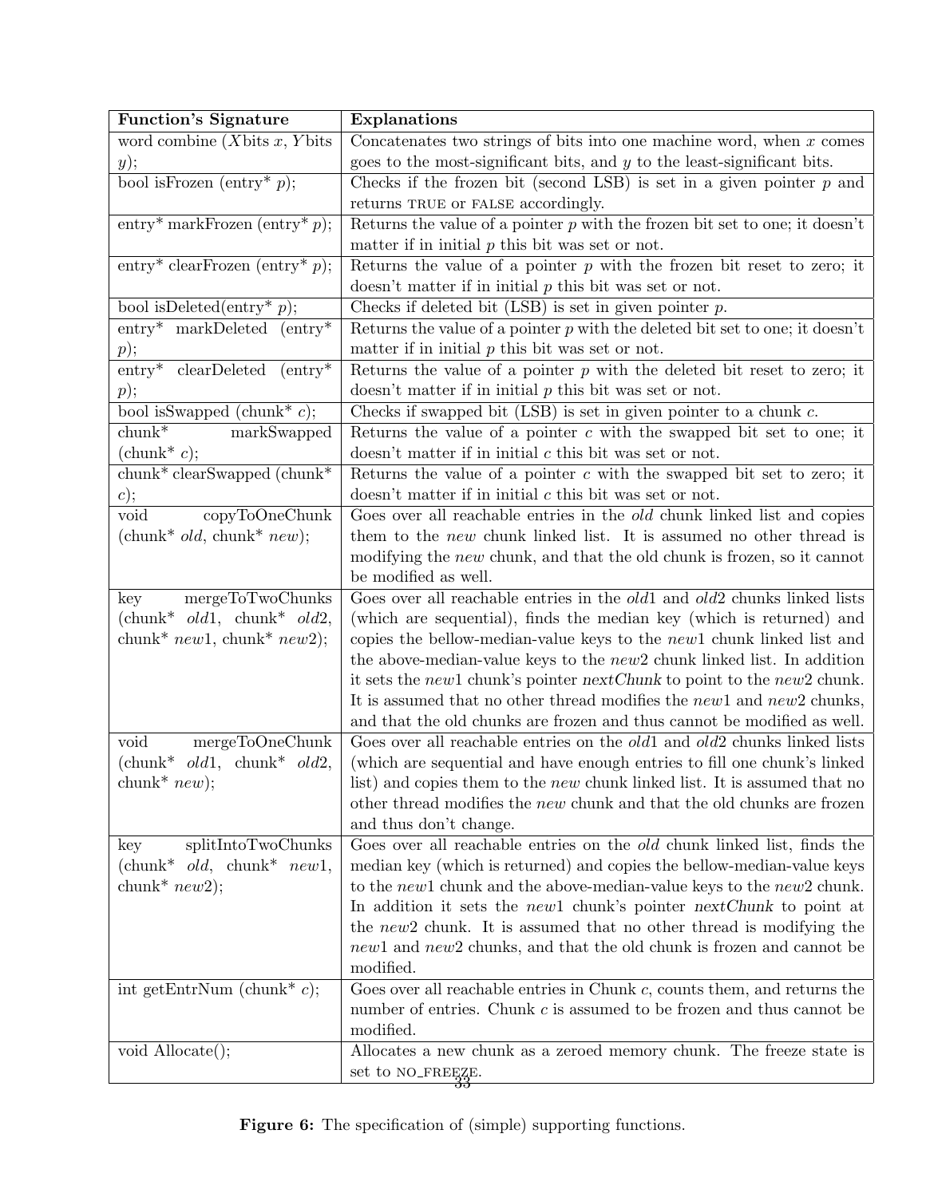| Function's Signature | Explanations |
|---|---|
| word combine ($X$bits $x$, $Y$bits $y$); | Concatenates two strings of bits into one machine word, when $x$ comes goes to the most-significant bits, and $y$ to the least-significant bits. |
| bool isFrozen (entry* $p$); | Checks if the frozen bit (second LSB) is set in a given pointer $p$ and returns TRUE or FALSE accordingly. |
| entry* markFrozen (entry* $p$); | Returns the value of a pointer $p$ with the frozen bit set to one; it doesn't matter if in initial $p$ this bit was set or not. |
| entry* clearFrozen (entry* $p$); | Returns the value of a pointer $p$ with the frozen bit reset to zero; it doesn't matter if in initial $p$ this bit was set or not. |
| bool isDeleted(entry* $p$); | Checks if deleted bit (LSB) is set in given pointer $p$. |
| entry* markDeleted (entry* $p$); | Returns the value of a pointer $p$ with the deleted bit set to one; it doesn't matter if in initial $p$ this bit was set or not. |
| entry* clearDeleted (entry* $p$); | Returns the value of a pointer $p$ with the deleted bit reset to zero; it doesn't matter if in initial $p$ this bit was set or not. |
| bool isSwapped (chunk* $c$); | Checks if swapped bit (LSB) is set in given pointer to a chunk $c$. |
| chunk* markSwapped (chunk* $c$); | Returns the value of a pointer $c$ with the swapped bit set to one; it doesn't matter if in initial $c$ this bit was set or not. |
| chunk* clearSwapped (chunk* $c$); | Returns the value of a pointer $c$ with the swapped bit set to zero; it doesn't matter if in initial $c$ this bit was set or not. |
| void copyToOneChunk (chunk* *old*, chunk* *new*); | Goes over all reachable entries in the *old* chunk linked list and copies them to the *new* chunk linked list. It is assumed no other thread is modifying the *new* chunk, and that the old chunk is frozen, so it cannot be modified as well. |
| key mergeToTwoChunks (chunk* *old*1, chunk* *old*2, chunk* *new*1, chunk* *new*2); | Goes over all reachable entries in the *old*1 and *old*2 chunks linked lists (which are sequential), finds the median key (which is returned) and copies the bellow-median-value keys to the *new*1 chunk linked list and the above-median-value keys to the *new*2 chunk linked list. In addition it sets the *new*1 chunk's pointer *nextChunk* to point to the *new*2 chunk. It is assumed that no other thread modifies the *new*1 and *new*2 chunks, and that the old chunks are frozen and thus cannot be modified as well. |
| void mergeToOneChunk (chunk* *old*1, chunk* *old*2, chunk* *new*); | Goes over all reachable entries on the *old*1 and *old*2 chunks linked lists (which are sequential and have enough entries to fill one chunk's linked list) and copies them to the *new* chunk linked list. It is assumed that no other thread modifies the *new* chunk and that the old chunks are frozen and thus don't change. |
| key splitIntoTwoChunks (chunk* *old*, chunk* *new*1, chunk* *new*2); | Goes over all reachable entries on the *old* chunk linked list, finds the median key (which is returned) and copies the bellow-median-value keys to the *new*1 chunk and the above-median-value keys to the *new*2 chunk. In addition it sets the *new*1 chunk's pointer *nextChunk* to point at the *new*2 chunk. It is assumed that no other thread is modifying the *new*1 and *new*2 chunks, and that the old chunk is frozen and cannot be modified. |
| int getEntrNum (chunk* $c$); | Goes over all reachable entries in Chunk $c$, counts them, and returns the number of entries. Chunk $c$ is assumed to be frozen and thus cannot be modified. |
| void Allocate(); | Allocates a new chunk as a zeroed memory chunk. The freeze state is set to NO_FREEZE. |

**Figure 6:** The specification of (simple) supporting functions.